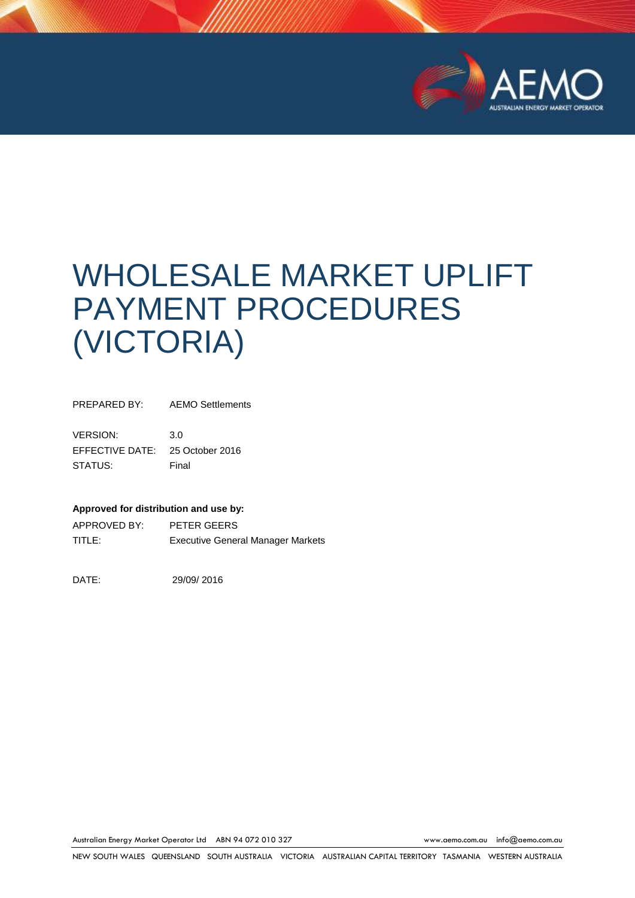# WHOLESALE MARKET UPLIFT PAYMENT PROCEDURES (VICTORIA)

| | |
|---|---|
| PREPARED BY: | AEMO Settlements |
| VERSION: | 3.0 |
| EFFECTIVE DATE: | 25 October 2016 |
| STATUS: | Final |

**Approved for distribution and use by:**

| | |
|---|---|
| APPROVED BY: | PETER GEERS |
| TITLE: | Executive General Manager Markets |
| DATE: | 29/09/ 2016 |

Australian Energy Market Operator Ltd ABN 94 072 010 327 www.aemo.com.au info@aemo.com.au

NEW SOUTH WALES QUEENSLAND SOUTH AUSTRALIA VICTORIA AUSTRALIAN CAPITAL TERRITORY TASMANIA WESTERN AUSTRALIA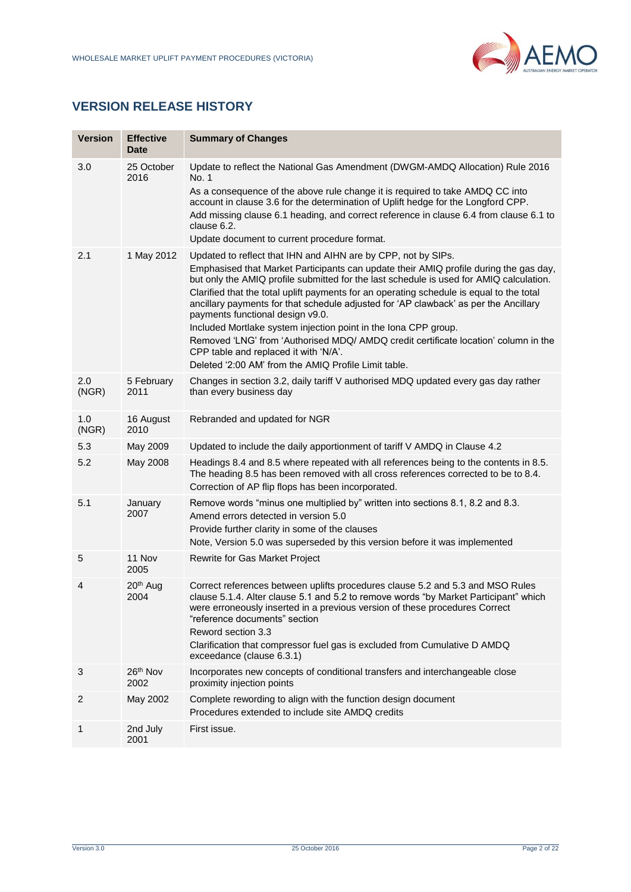## VERSION RELEASE HISTORY

| Version | Effective Date | Summary of Changes |
|---|---|---|
| 3.0 | 25 October 2016 | Update to reflect the National Gas Amendment (DWGM-AMDQ Allocation) Rule 2016 No. 1<br>As a consequence of the above rule change it is required to take AMDQ CC into account in clause 3.6 for the determination of Uplift hedge for the Longford CPP.<br>Add missing clause 6.1 heading, and correct reference in clause 6.4 from clause 6.1 to clause 6.2.<br>Update document to current procedure format. |
| 2.1 | 1 May 2012 | Updated to reflect that IHN and AIHN are by CPP, not by SIPs.<br>Emphasised that Market Participants can update their AMIQ profile during the gas day, but only the AMIQ profile submitted for the last schedule is used for AMIQ calculation.<br>Clarified that the total uplift payments for an operating schedule is equal to the total ancillary payments for that schedule adjusted for 'AP clawback' as per the Ancillary payments functional design v9.0.<br>Included Mortlake system injection point in the Iona CPP group.<br>Removed 'LNG' from 'Authorised MDQ/ AMDQ credit certificate location' column in the CPP table and replaced it with 'N/A'.<br>Deleted '2:00 AM' from the AMIQ Profile Limit table. |
| 2.0 (NGR) | 5 February 2011 | Changes in section 3.2, daily tariff V authorised MDQ updated every gas day rather than every business day |
| 1.0 (NGR) | 16 August 2010 | Rebranded and updated for NGR |
| 5.3 | May 2009 | Updated to include the daily apportionment of tariff V AMDQ in Clause 4.2 |
| 5.2 | May 2008 | Headings 8.4 and 8.5 where repeated with all references being to the contents in 8.5. The heading 8.5 has been removed with all cross references corrected to be to 8.4.<br>Correction of AP flip flops has been incorporated. |
| 5.1 | January 2007 | Remove words "minus one multiplied by" written into sections 8.1, 8.2 and 8.3.<br>Amend errors detected in version 5.0<br>Provide further clarity in some of the clauses<br>Note, Version 5.0 was superseded by this version before it was implemented |
| 5 | 11 Nov 2005 | Rewrite for Gas Market Project |
| 4 | 20th Aug 2004 | Correct references between uplifts procedures clause 5.2 and 5.3 and MSO Rules clause 5.1.4. Alter clause 5.1 and 5.2 to remove words "by Market Participant" which were erroneously inserted in a previous version of these procedures Correct "reference documents" section<br>Reword section 3.3<br>Clarification that compressor fuel gas is excluded from Cumulative D AMDQ exceedance (clause 6.3.1) |
| 3 | 26th Nov 2002 | Incorporates new concepts of conditional transfers and interchangeable close proximity injection points |
| 2 | May 2002 | Complete rewording to align with the function design document<br>Procedures extended to include site AMDQ credits |
| 1 | 2nd July 2001 | First issue. |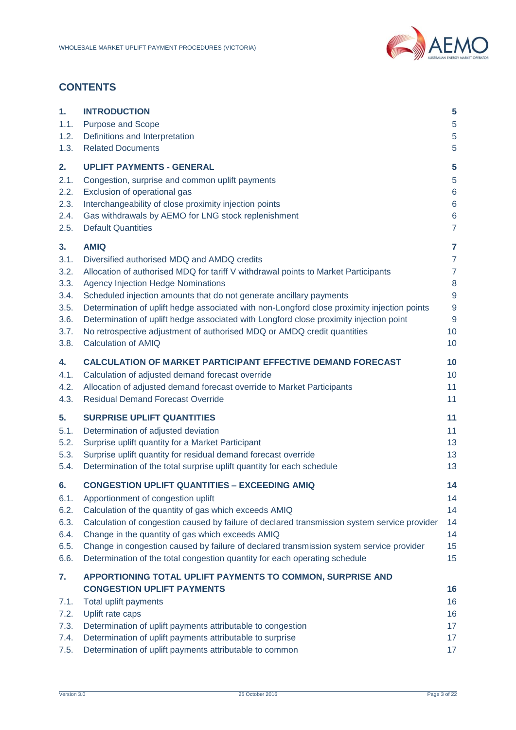## CONTENTS

| | | |
|---|---|---|
| **1.** | **INTRODUCTION** | **5** |
| 1.1. | Purpose and Scope | 5 |
| 1.2. | Definitions and Interpretation | 5 |
| 1.3. | Related Documents | 5 |
| **2.** | **UPLIFT PAYMENTS - GENERAL** | **5** |
| 2.1. | Congestion, surprise and common uplift payments | 5 |
| 2.2. | Exclusion of operational gas | 6 |
| 2.3. | Interchangeability of close proximity injection points | 6 |
| 2.4. | Gas withdrawals by AEMO for LNG stock replenishment | 6 |
| 2.5. | Default Quantities | 7 |
| **3.** | **AMIQ** | **7** |
| 3.1. | Diversified authorised MDQ and AMDQ credits | 7 |
| 3.2. | Allocation of authorised MDQ for tariff V withdrawal points to Market Participants | 7 |
| 3.3. | Agency Injection Hedge Nominations | 8 |
| 3.4. | Scheduled injection amounts that do not generate ancillary payments | 9 |
| 3.5. | Determination of uplift hedge associated with non-Longford close proximity injection points | 9 |
| 3.6. | Determination of uplift hedge associated with Longford close proximity injection point | 9 |
| 3.7. | No retrospective adjustment of authorised MDQ or AMDQ credit quantities | 10 |
| 3.8. | Calculation of AMIQ | 10 |
| **4.** | **CALCULATION OF MARKET PARTICIPANT EFFECTIVE DEMAND FORECAST** | **10** |
| 4.1. | Calculation of adjusted demand forecast override | 10 |
| 4.2. | Allocation of adjusted demand forecast override to Market Participants | 11 |
| 4.3. | Residual Demand Forecast Override | 11 |
| **5.** | **SURPRISE UPLIFT QUANTITIES** | **11** |
| 5.1. | Determination of adjusted deviation | 11 |
| 5.2. | Surprise uplift quantity for a Market Participant | 13 |
| 5.3. | Surprise uplift quantity for residual demand forecast override | 13 |
| 5.4. | Determination of the total surprise uplift quantity for each schedule | 13 |
| **6.** | **CONGESTION UPLIFT QUANTITIES – EXCEEDING AMIQ** | **14** |
| 6.1. | Apportionment of congestion uplift | 14 |
| 6.2. | Calculation of the quantity of gas which exceeds AMIQ | 14 |
| 6.3. | Calculation of congestion caused by failure of declared transmission system service provider | 14 |
| 6.4. | Change in the quantity of gas which exceeds AMIQ | 14 |
| 6.5. | Change in congestion caused by failure of declared transmission system service provider | 15 |
| 6.6. | Determination of the total congestion quantity for each operating schedule | 15 |
| **7.** | **APPORTIONING TOTAL UPLIFT PAYMENTS TO COMMON, SURPRISE AND CONGESTION UPLIFT PAYMENTS** | **16** |
| 7.1. | Total uplift payments | 16 |
| 7.2. | Uplift rate caps | 16 |
| 7.3. | Determination of uplift payments attributable to congestion | 17 |
| 7.4. | Determination of uplift payments attributable to surprise | 17 |
| 7.5. | Determination of uplift payments attributable to common | 17 |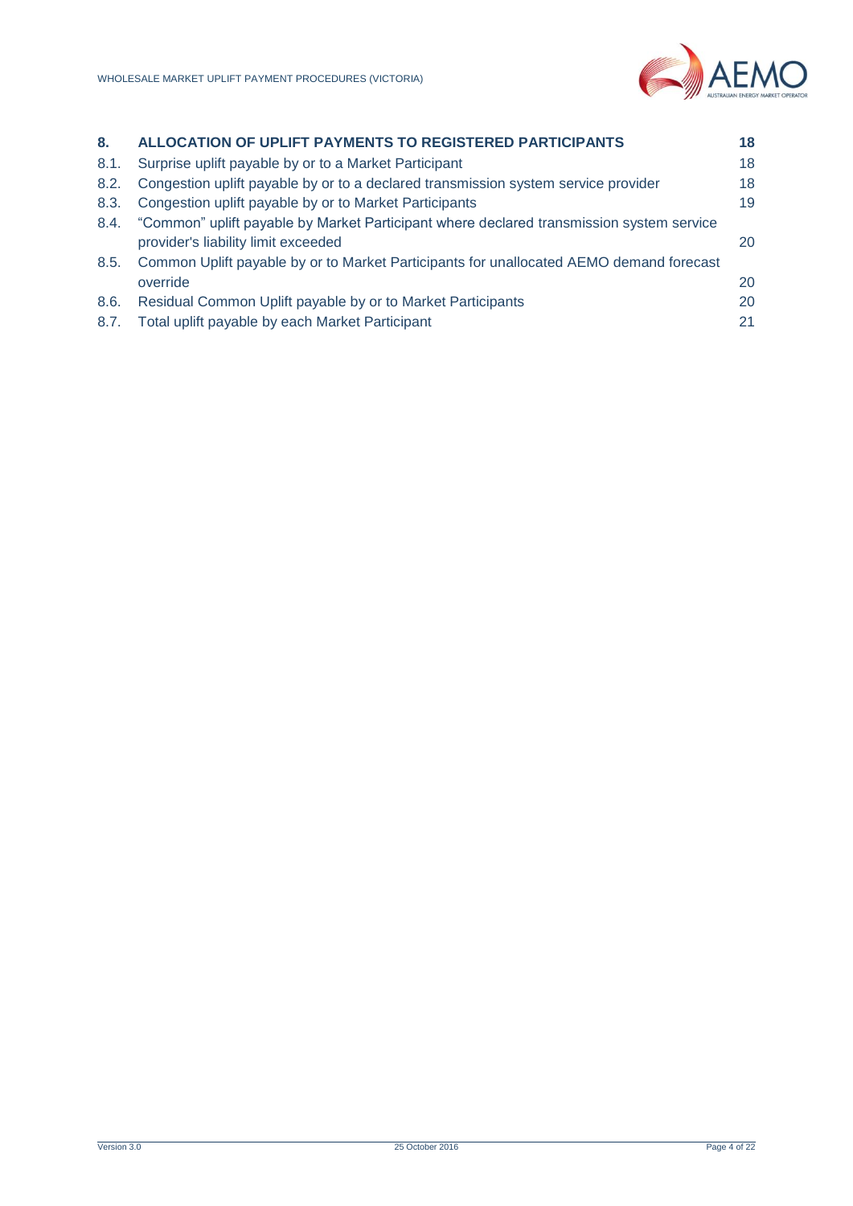| | | |
|---|---|---|
| **8.** | **ALLOCATION OF UPLIFT PAYMENTS TO REGISTERED PARTICIPANTS** | **18** |
| 8.1. | Surprise uplift payable by or to a Market Participant | 18 |
| 8.2. | Congestion uplift payable by or to a declared transmission system service provider | 18 |
| 8.3. | Congestion uplift payable by or to Market Participants | 19 |
| 8.4. | "Common" uplift payable by Market Participant where declared transmission system service provider's liability limit exceeded | 20 |
| 8.5. | Common Uplift payable by or to Market Participants for unallocated AEMO demand forecast override | 20 |
| 8.6. | Residual Common Uplift payable by or to Market Participants | 20 |
| 8.7. | Total uplift payable by each Market Participant | 21 |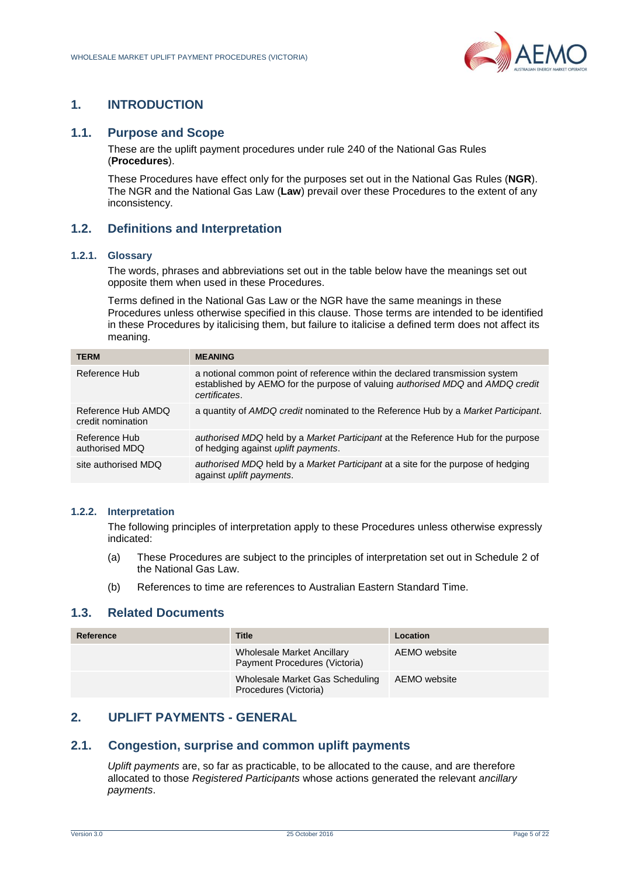# 1. INTRODUCTION

## 1.1. Purpose and Scope

These are the uplift payment procedures under rule 240 of the National Gas Rules (**Procedures**).

These Procedures have effect only for the purposes set out in the National Gas Rules (**NGR**). The NGR and the National Gas Law (**Law**) prevail over these Procedures to the extent of any inconsistency.

## 1.2. Definitions and Interpretation

### 1.2.1. Glossary

The words, phrases and abbreviations set out in the table below have the meanings set out opposite them when used in these Procedures.

Terms defined in the National Gas Law or the NGR have the same meanings in these Procedures unless otherwise specified in this clause. Those terms are intended to be identified in these Procedures by italicising them, but failure to italicise a defined term does not affect its meaning.

| TERM | MEANING |
|---|---|
| Reference Hub | a notional common point of reference within the declared transmission system established by AEMO for the purpose of valuing *authorised MDQ* and *AMDQ credit certificates*. |
| Reference Hub AMDQ credit nomination | a quantity of *AMDQ credit* nominated to the Reference Hub by a *Market Participant*. |
| Reference Hub authorised MDQ | *authorised MDQ* held by a *Market Participant* at the Reference Hub for the purpose of hedging against *uplift payments*. |
| site authorised MDQ | *authorised MDQ* held by a *Market Participant* at a site for the purpose of hedging against *uplift payments*. |

### 1.2.2. Interpretation

The following principles of interpretation apply to these Procedures unless otherwise expressly indicated:

(a) These Procedures are subject to the principles of interpretation set out in Schedule 2 of the National Gas Law.

(b) References to time are references to Australian Eastern Standard Time.

## 1.3. Related Documents

| Reference | Title | Location |
|---|---|---|
| | Wholesale Market Ancillary Payment Procedures (Victoria) | AEMO website |
| | Wholesale Market Gas Scheduling Procedures (Victoria) | AEMO website |

# 2. UPLIFT PAYMENTS - GENERAL

## 2.1. Congestion, surprise and common uplift payments

*Uplift payments* are, so far as practicable, to be allocated to the cause, and are therefore allocated to those *Registered Participants* whose actions generated the relevant *ancillary payments*.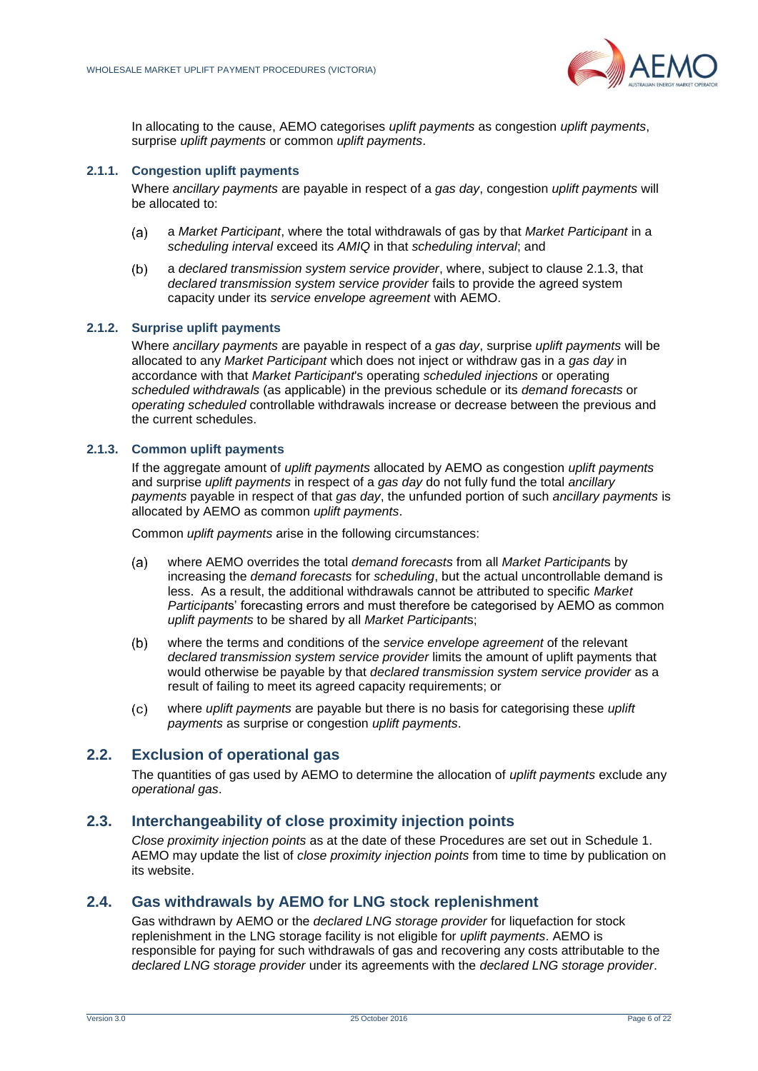In allocating to the cause, AEMO categorises *uplift payments* as congestion *uplift payments*, surprise *uplift payments* or common *uplift payments*.

#### 2.1.1. Congestion uplift payments

Where *ancillary payments* are payable in respect of a *gas day*, congestion *uplift payments* will be allocated to:

(a) a *Market Participant*, where the total withdrawals of gas by that *Market Participant* in a *scheduling interval* exceed its *AMIQ* in that *scheduling interval*; and

(b) a *declared transmission system service provider*, where, subject to clause 2.1.3, that *declared transmission system service provider* fails to provide the agreed system capacity under its *service envelope agreement* with AEMO.

#### 2.1.2. Surprise uplift payments

Where *ancillary payments* are payable in respect of a *gas day*, surprise *uplift payments* will be allocated to any *Market Participant* which does not inject or withdraw gas in a *gas day* in accordance with that *Market Participant*'s operating *scheduled injections* or operating *scheduled withdrawals* (as applicable) in the previous schedule or its *demand forecasts* or *operating scheduled* controllable withdrawals increase or decrease between the previous and the current schedules.

#### 2.1.3. Common uplift payments

If the aggregate amount of *uplift payments* allocated by AEMO as congestion *uplift payments* and surprise *uplift payments* in respect of a *gas day* do not fully fund the total *ancillary payments* payable in respect of that *gas day*, the unfunded portion of such *ancillary payments* is allocated by AEMO as common *uplift payments*.

Common *uplift payments* arise in the following circumstances:

(a) where AEMO overrides the total *demand forecasts* from all *Market Participant*s by increasing the *demand forecasts* for *scheduling*, but the actual uncontrollable demand is less. As a result, the additional withdrawals cannot be attributed to specific *Market Participant*s' forecasting errors and must therefore be categorised by AEMO as common *uplift payments* to be shared by all *Market Participant*s;

(b) where the terms and conditions of the *service envelope agreement* of the relevant *declared transmission system service provider* limits the amount of uplift payments that would otherwise be payable by that *declared transmission system service provider* as a result of failing to meet its agreed capacity requirements; or

(c) where *uplift payments* are payable but there is no basis for categorising these *uplift payments* as surprise or congestion *uplift payments*.

### 2.2. Exclusion of operational gas

The quantities of gas used by AEMO to determine the allocation of *uplift payments* exclude any *operational gas*.

### 2.3. Interchangeability of close proximity injection points

*Close proximity injection points* as at the date of these Procedures are set out in Schedule 1. AEMO may update the list of *close proximity injection points* from time to time by publication on its website.

### 2.4. Gas withdrawals by AEMO for LNG stock replenishment

Gas withdrawn by AEMO or the *declared LNG storage provider* for liquefaction for stock replenishment in the LNG storage facility is not eligible for *uplift payments*. AEMO is responsible for paying for such withdrawals of gas and recovering any costs attributable to the *declared LNG storage provider* under its agreements with the *declared LNG storage provider*.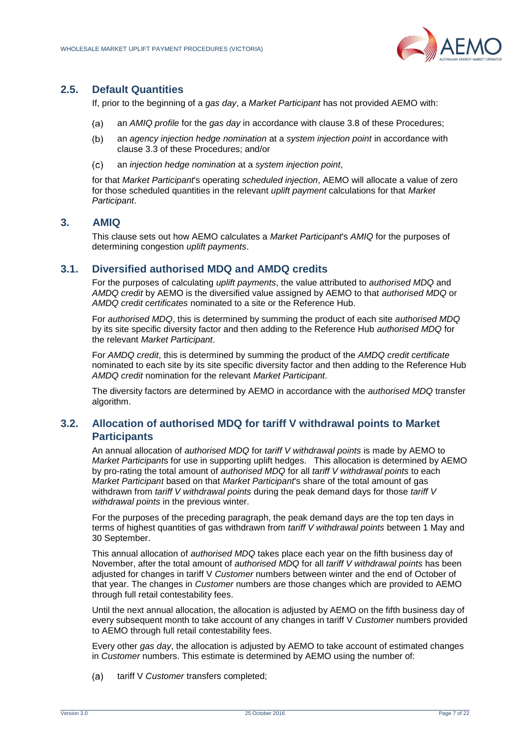## 2.5. Default Quantities

If, prior to the beginning of a *gas day*, a *Market Participant* has not provided AEMO with:

(a) an *AMIQ profile* for the *gas day* in accordance with clause 3.8 of these Procedures;

(b) an *agency injection hedge nomination* at a *system injection point* in accordance with clause 3.3 of these Procedures; and/or

(c) an *injection hedge nomination* at a *system injection point*,

for that *Market Participant*'s operating *scheduled injection*, AEMO will allocate a value of zero for those scheduled quantities in the relevant *uplift payment* calculations for that *Market Participant*.

# 3. AMIQ

This clause sets out how AEMO calculates a *Market Participant*'s *AMIQ* for the purposes of determining congestion *uplift payments*.

## 3.1. Diversified authorised MDQ and AMDQ credits

For the purposes of calculating *uplift payments*, the value attributed to *authorised MDQ* and *AMDQ credit* by AEMO is the diversified value assigned by AEMO to that *authorised MDQ* or *AMDQ credit certificates* nominated to a site or the Reference Hub.

For *authorised MDQ*, this is determined by summing the product of each site *authorised MDQ* by its site specific diversity factor and then adding to the Reference Hub *authorised MDQ* for the relevant *Market Participant*.

For *AMDQ credit*, this is determined by summing the product of the *AMDQ credit certificate* nominated to each site by its site specific diversity factor and then adding to the Reference Hub *AMDQ credit* nomination for the relevant *Market Participant*.

The diversity factors are determined by AEMO in accordance with the *authorised MDQ* transfer algorithm.

## 3.2. Allocation of authorised MDQ for tariff V withdrawal points to Market Participants

An annual allocation of *authorised MDQ* for *tariff V withdrawal points* is made by AEMO to *Market Participant*s for use in supporting uplift hedges. This allocation is determined by AEMO by pro-rating the total amount of *authorised MDQ* for all *tariff V withdrawal points* to each *Market Participant* based on that *Market Participant*'s share of the total amount of gas withdrawn from *tariff V withdrawal points* during the peak demand days for those *tariff V withdrawal points* in the previous winter.

For the purposes of the preceding paragraph, the peak demand days are the top ten days in terms of highest quantities of gas withdrawn from *tariff V withdrawal points* between 1 May and 30 September.

This annual allocation of *authorised MDQ* takes place each year on the fifth business day of November, after the total amount of *authorised MDQ* for all *tariff V withdrawal points* has been adjusted for changes in tariff V *Customer* numbers between winter and the end of October of that year. The changes in *Customer* numbers are those changes which are provided to AEMO through full retail contestability fees.

Until the next annual allocation, the allocation is adjusted by AEMO on the fifth business day of every subsequent month to take account of any changes in tariff V *Customer* numbers provided to AEMO through full retail contestability fees.

Every other *gas day*, the allocation is adjusted by AEMO to take account of estimated changes in *Customer* numbers. This estimate is determined by AEMO using the number of:

(a) tariff V *Customer* transfers completed;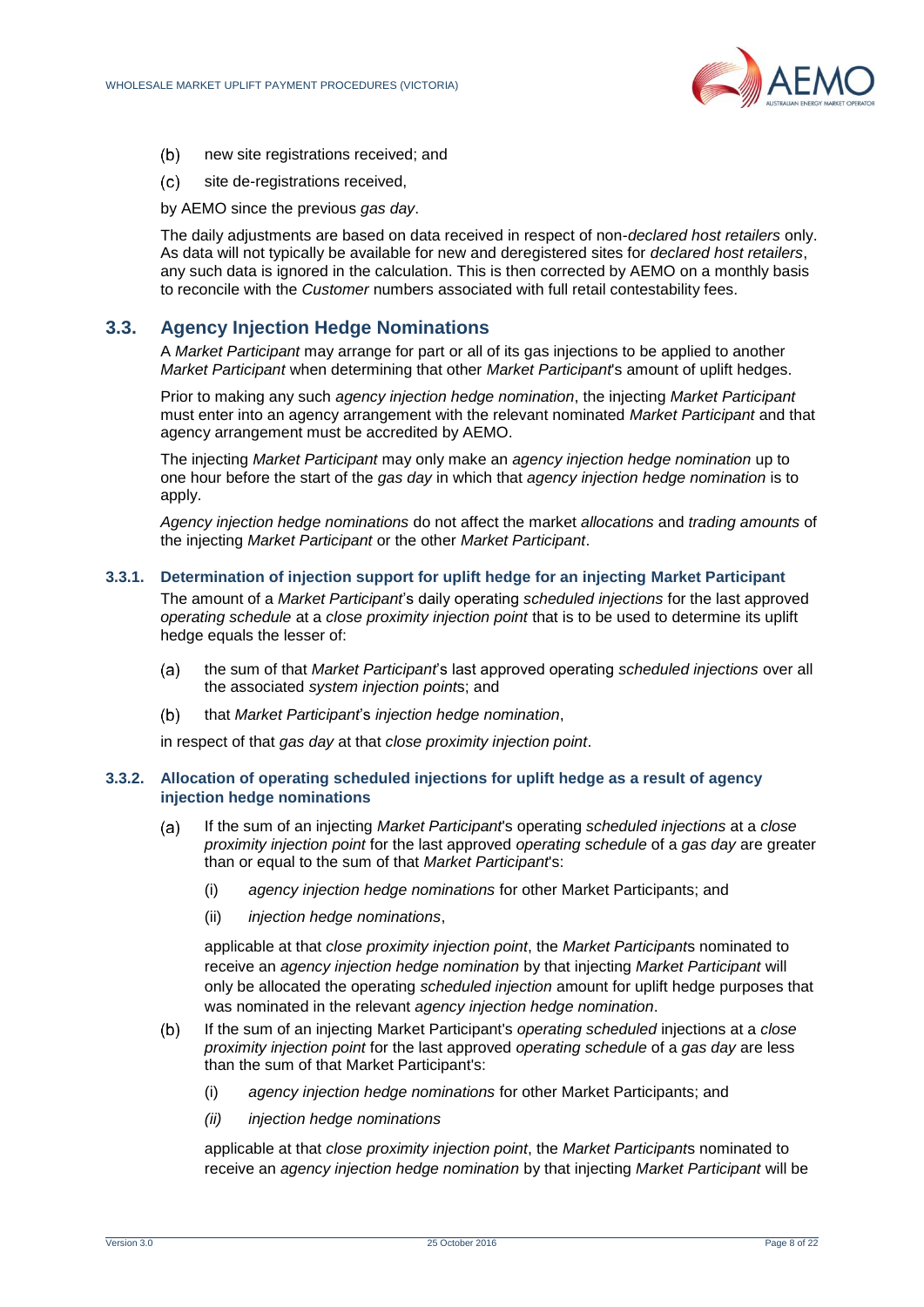(b) new site registrations received; and

(c) site de-registrations received,

by AEMO since the previous *gas day*.

The daily adjustments are based on data received in respect of non-*declared host retailers* only. As data will not typically be available for new and deregistered sites for *declared host retailers*, any such data is ignored in the calculation. This is then corrected by AEMO on a monthly basis to reconcile with the *Customer* numbers associated with full retail contestability fees.

## 3.3. Agency Injection Hedge Nominations

A *Market Participant* may arrange for part or all of its gas injections to be applied to another *Market Participant* when determining that other *Market Participant*'s amount of uplift hedges.

Prior to making any such *agency injection hedge nomination*, the injecting *Market Participant* must enter into an agency arrangement with the relevant nominated *Market Participant* and that agency arrangement must be accredited by AEMO.

The injecting *Market Participant* may only make an *agency injection hedge nomination* up to one hour before the start of the *gas day* in which that *agency injection hedge nomination* is to apply.

*Agency injection hedge nominations* do not affect the market *allocations* and *trading amounts* of the injecting *Market Participant* or the other *Market Participant*.

### 3.3.1. Determination of injection support for uplift hedge for an injecting Market Participant

The amount of a *Market Participant*'s daily operating *scheduled injections* for the last approved *operating schedule* at a *close proximity injection point* that is to be used to determine its uplift hedge equals the lesser of:

(a) the sum of that *Market Participant*'s last approved operating *scheduled injections* over all the associated *system injection point*s; and

(b) that *Market Participant*'s *injection hedge nomination*,

in respect of that *gas day* at that *close proximity injection point*.

### 3.3.2. Allocation of operating scheduled injections for uplift hedge as a result of agency injection hedge nominations

(a) If the sum of an injecting *Market Participant*'s operating *scheduled injections* at a *close proximity injection point* for the last approved *operating schedule* of a *gas day* are greater than or equal to the sum of that *Market Participant*'s:

  (i) *agency injection hedge nominations* for other Market Participants; and

  (ii) *injection hedge nominations*,

  applicable at that *close proximity injection point*, the *Market Participant*s nominated to receive an *agency injection hedge nomination* by that injecting *Market Participant* will only be allocated the operating *scheduled injection* amount for uplift hedge purposes that was nominated in the relevant *agency injection hedge nomination*.

(b) If the sum of an injecting Market Participant's *operating scheduled* injections at a *close proximity injection point* for the last approved *operating schedule* of a *gas day* are less than the sum of that Market Participant's:

  (i) *agency injection hedge nominations* for other Market Participants; and

  *(ii)* *injection hedge nominations*

  applicable at that *close proximity injection point*, the *Market Participant*s nominated to receive an *agency injection hedge nomination* by that injecting *Market Participant* will be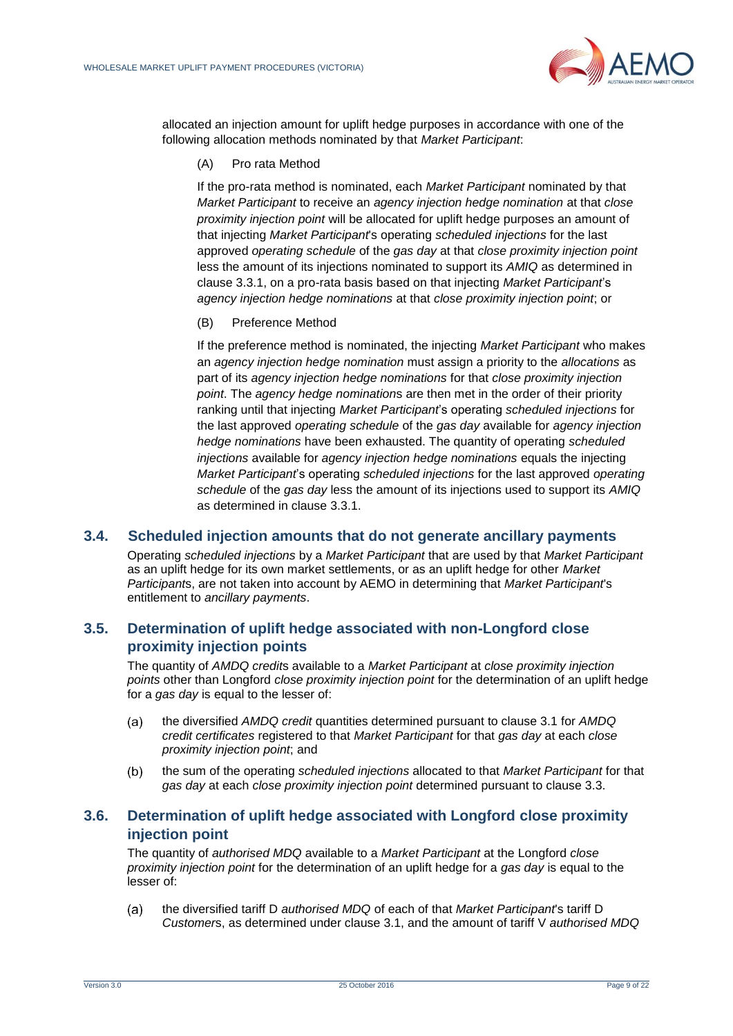allocated an injection amount for uplift hedge purposes in accordance with one of the following allocation methods nominated by that *Market Participant*:

(A) Pro rata Method

If the pro-rata method is nominated, each *Market Participant* nominated by that *Market Participant* to receive an *agency injection hedge nomination* at that *close proximity injection point* will be allocated for uplift hedge purposes an amount of that injecting *Market Participant*'s operating *scheduled injections* for the last approved *operating schedule* of the *gas day* at that *close proximity injection point* less the amount of its injections nominated to support its *AMIQ* as determined in clause 3.3.1, on a pro-rata basis based on that injecting *Market Participant*'s *agency injection hedge nominations* at that *close proximity injection point*; or

(B) Preference Method

If the preference method is nominated, the injecting *Market Participant* who makes an *agency injection hedge nomination* must assign a priority to the *allocations* as part of its *agency injection hedge nominations* for that *close proximity injection point*. The *agency hedge nominations* are then met in the order of their priority ranking until that injecting *Market Participant*'s operating *scheduled injections* for the last approved *operating schedule* of the *gas day* available for *agency injection hedge nominations* have been exhausted. The quantity of operating *scheduled injections* available for *agency injection hedge nominations* equals the injecting *Market Participant*'s operating *scheduled injections* for the last approved *operating schedule* of the *gas day* less the amount of its injections used to support its *AMIQ* as determined in clause 3.3.1.

## 3.4. Scheduled injection amounts that do not generate ancillary payments

Operating *scheduled injections* by a *Market Participant* that are used by that *Market Participant* as an uplift hedge for its own market settlements, or as an uplift hedge for other *Market Participants*, are not taken into account by AEMO in determining that *Market Participant*'s entitlement to *ancillary payments*.

## 3.5. Determination of uplift hedge associated with non-Longford close proximity injection points

The quantity of *AMDQ credits* available to a *Market Participant* at *close proximity injection points* other than Longford *close proximity injection point* for the determination of an uplift hedge for a *gas day* is equal to the lesser of:

(a) the diversified *AMDQ credit* quantities determined pursuant to clause 3.1 for *AMDQ credit certificates* registered to that *Market Participant* for that *gas day* at each *close proximity injection point*; and

(b) the sum of the operating *scheduled injections* allocated to that *Market Participant* for that *gas day* at each *close proximity injection point* determined pursuant to clause 3.3.

## 3.6. Determination of uplift hedge associated with Longford close proximity injection point

The quantity of *authorised MDQ* available to a *Market Participant* at the Longford *close proximity injection point* for the determination of an uplift hedge for a *gas day* is equal to the lesser of:

(a) the diversified tariff D *authorised MDQ* of each of that *Market Participant*'s tariff D *Customers*, as determined under clause 3.1, and the amount of tariff V *authorised MDQ*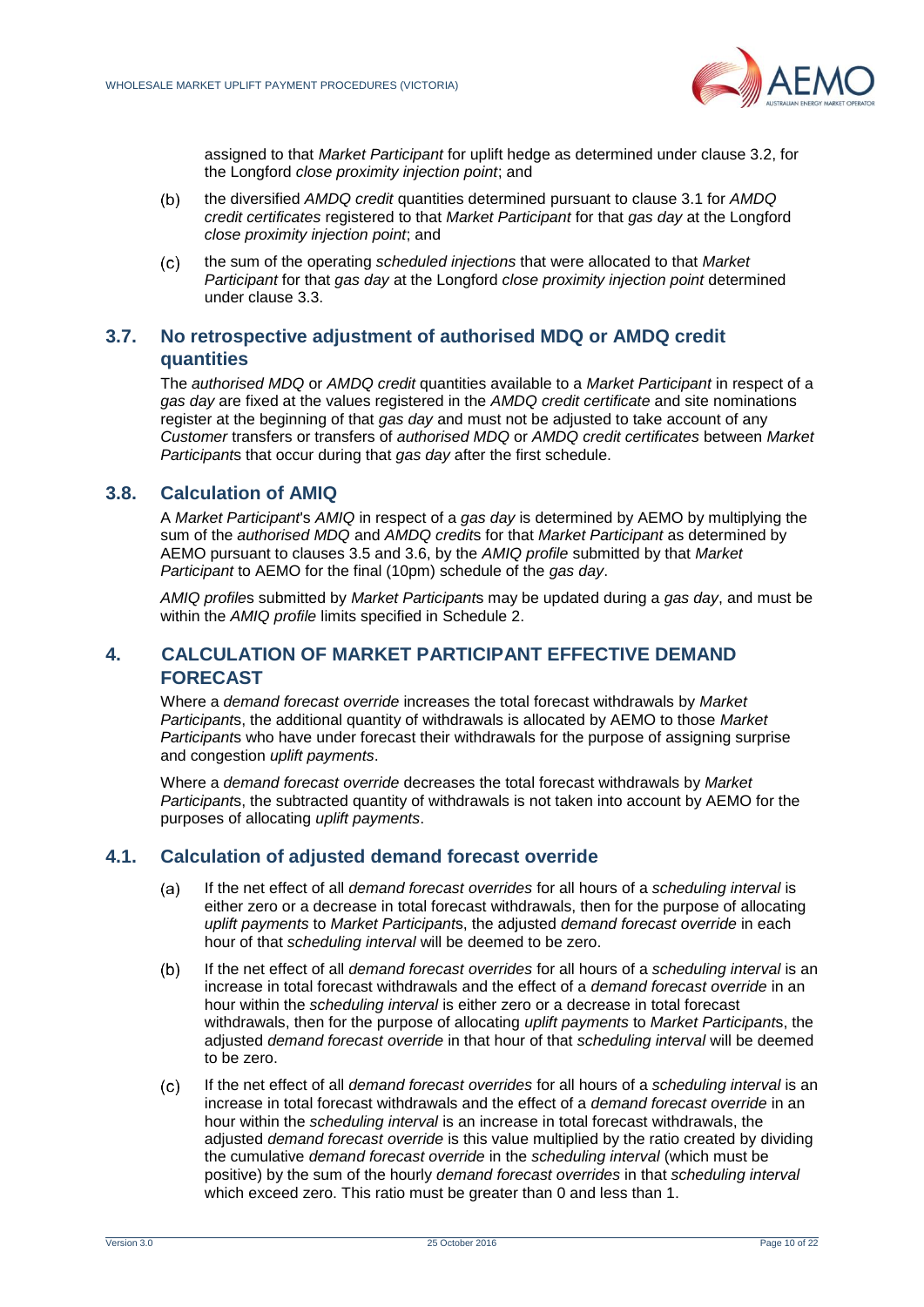assigned to that *Market Participant* for uplift hedge as determined under clause 3.2, for the Longford *close proximity injection point*; and

(b) the diversified *AMDQ credit* quantities determined pursuant to clause 3.1 for *AMDQ credit certificates* registered to that *Market Participant* for that *gas day* at the Longford *close proximity injection point*; and

(c) the sum of the operating *scheduled injections* that were allocated to that *Market Participant* for that *gas day* at the Longford *close proximity injection point* determined under clause 3.3.

## 3.7. No retrospective adjustment of authorised MDQ or AMDQ credit quantities

The *authorised MDQ* or *AMDQ credit* quantities available to a *Market Participant* in respect of a *gas day* are fixed at the values registered in the *AMDQ credit certificate* and site nominations register at the beginning of that *gas day* and must not be adjusted to take account of any *Customer* transfers or transfers of *authorised MDQ* or *AMDQ credit certificates* between *Market Participant*s that occur during that *gas day* after the first schedule.

## 3.8. Calculation of AMIQ

A *Market Participant*'s *AMIQ* in respect of a *gas day* is determined by AEMO by multiplying the sum of the *authorised MDQ* and *AMDQ credit*s for that *Market Participant* as determined by AEMO pursuant to clauses 3.5 and 3.6, by the *AMIQ profile* submitted by that *Market Participant* to AEMO for the final (10pm) schedule of the *gas day*.

*AMIQ profile*s submitted by *Market Participant*s may be updated during a *gas day*, and must be within the *AMIQ profile* limits specified in Schedule 2.

# 4. CALCULATION OF MARKET PARTICIPANT EFFECTIVE DEMAND FORECAST

Where a *demand forecast override* increases the total forecast withdrawals by *Market Participant*s, the additional quantity of withdrawals is allocated by AEMO to those *Market Participant*s who have under forecast their withdrawals for the purpose of assigning surprise and congestion *uplift payments*.

Where a *demand forecast override* decreases the total forecast withdrawals by *Market Participant*s, the subtracted quantity of withdrawals is not taken into account by AEMO for the purposes of allocating *uplift payments*.

## 4.1. Calculation of adjusted demand forecast override

(a) If the net effect of all *demand forecast overrides* for all hours of a *scheduling interval* is either zero or a decrease in total forecast withdrawals, then for the purpose of allocating *uplift payments* to *Market Participant*s, the adjusted *demand forecast override* in each hour of that *scheduling interval* will be deemed to be zero.

(b) If the net effect of all *demand forecast overrides* for all hours of a *scheduling interval* is an increase in total forecast withdrawals and the effect of a *demand forecast override* in an hour within the *scheduling interval* is either zero or a decrease in total forecast withdrawals, then for the purpose of allocating *uplift payments* to *Market Participant*s, the adjusted *demand forecast override* in that hour of that *scheduling interval* will be deemed to be zero.

(c) If the net effect of all *demand forecast overrides* for all hours of a *scheduling interval* is an increase in total forecast withdrawals and the effect of a *demand forecast override* in an hour within the *scheduling interval* is an increase in total forecast withdrawals, the adjusted *demand forecast override* is this value multiplied by the ratio created by dividing the cumulative *demand forecast override* in the *scheduling interval* (which must be positive) by the sum of the hourly *demand forecast overrides* in that *scheduling interval* which exceed zero. This ratio must be greater than 0 and less than 1.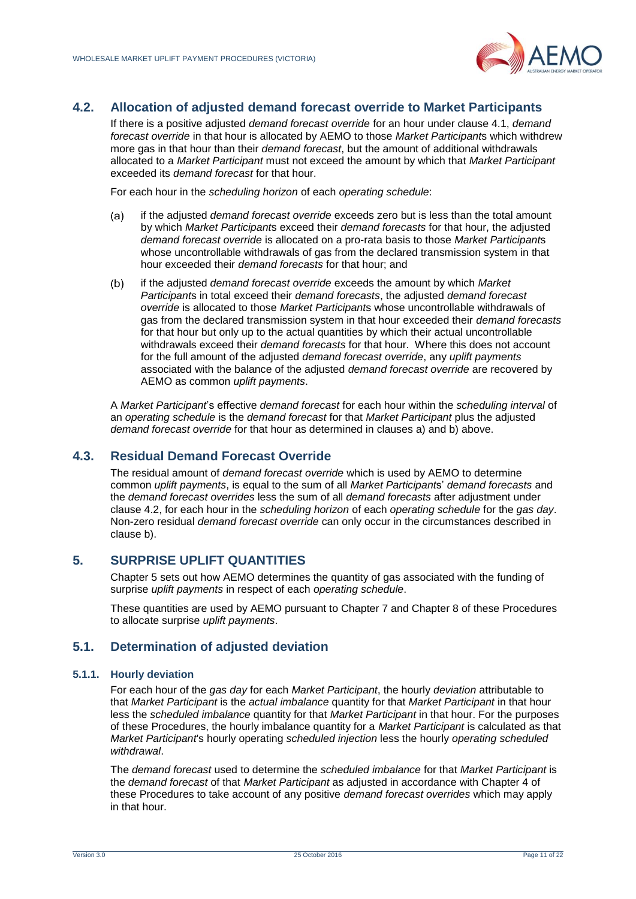## 4.2. Allocation of adjusted demand forecast override to Market Participants

If there is a positive adjusted *demand forecast override* for an hour under clause 4.1, *demand forecast override* in that hour is allocated by AEMO to those *Market Participant*s which withdrew more gas in that hour than their *demand forecast*, but the amount of additional withdrawals allocated to a *Market Participant* must not exceed the amount by which that *Market Participant* exceeded its *demand forecast* for that hour.

For each hour in the *scheduling horizon* of each *operating schedule*:

(a) if the adjusted *demand forecast override* exceeds zero but is less than the total amount by which *Market Participant*s exceed their *demand forecasts* for that hour, the adjusted *demand forecast override* is allocated on a pro-rata basis to those *Market Participant*s whose uncontrollable withdrawals of gas from the declared transmission system in that hour exceeded their *demand forecasts* for that hour; and

(b) if the adjusted *demand forecast override* exceeds the amount by which *Market Participant*s in total exceed their *demand forecasts*, the adjusted *demand forecast override* is allocated to those *Market Participant*s whose uncontrollable withdrawals of gas from the declared transmission system in that hour exceeded their *demand forecasts* for that hour but only up to the actual quantities by which their actual uncontrollable withdrawals exceed their *demand forecasts* for that hour. Where this does not account for the full amount of the adjusted *demand forecast override*, any *uplift payments* associated with the balance of the adjusted *demand forecast override* are recovered by AEMO as common *uplift payments*.

A *Market Participant*'s effective *demand forecast* for each hour within the *scheduling interval* of an *operating schedule* is the *demand forecast* for that *Market Participant* plus the adjusted *demand forecast override* for that hour as determined in clauses a) and b) above.

## 4.3. Residual Demand Forecast Override

The residual amount of *demand forecast override* which is used by AEMO to determine common *uplift payments*, is equal to the sum of all *Market Participant*s' *demand forecasts* and the *demand forecast overrides* less the sum of all *demand forecasts* after adjustment under clause 4.2, for each hour in the *scheduling horizon* of each *operating schedule* for the *gas day*. Non-zero residual *demand forecast override* can only occur in the circumstances described in clause b).

# 5. SURPRISE UPLIFT QUANTITIES

Chapter 5 sets out how AEMO determines the quantity of gas associated with the funding of surprise *uplift payments* in respect of each *operating schedule*.

These quantities are used by AEMO pursuant to Chapter 7 and Chapter 8 of these Procedures to allocate surprise *uplift payments*.

## 5.1. Determination of adjusted deviation

### 5.1.1. Hourly deviation

For each hour of the *gas day* for each *Market Participant*, the hourly *deviation* attributable to that *Market Participant* is the *actual imbalance* quantity for that *Market Participant* in that hour less the *scheduled imbalance* quantity for that *Market Participant* in that hour. For the purposes of these Procedures, the hourly imbalance quantity for a *Market Participant* is calculated as that *Market Participant*'s hourly operating *scheduled injection* less the hourly *operating scheduled withdrawal*.

The *demand forecast* used to determine the *scheduled imbalance* for that *Market Participant* is the *demand forecast* of that *Market Participant* as adjusted in accordance with Chapter 4 of these Procedures to take account of any positive *demand forecast overrides* which may apply in that hour.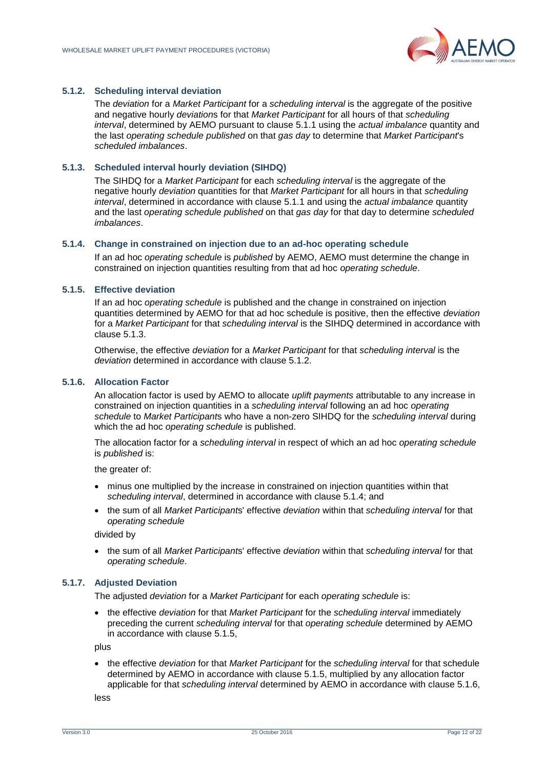### 5.1.2. Scheduling interval deviation

The *deviation* for a *Market Participant* for a *scheduling interval* is the aggregate of the positive and negative hourly *deviations* for that *Market Participant* for all hours of that *scheduling interval*, determined by AEMO pursuant to clause 5.1.1 using the *actual imbalance* quantity and the last *operating schedule published* on that *gas day* to determine that *Market Participant*'s *scheduled imbalances*.

### 5.1.3. Scheduled interval hourly deviation (SIHDQ)

The SIHDQ for a *Market Participant* for each *scheduling interval* is the aggregate of the negative hourly *deviation* quantities for that *Market Participant* for all hours in that *scheduling interval*, determined in accordance with clause 5.1.1 and using the *actual imbalance* quantity and the last *operating schedule published* on that *gas day* for that day to determine *scheduled imbalances*.

### 5.1.4. Change in constrained on injection due to an ad-hoc operating schedule

If an ad hoc *operating schedule* is *published* by AEMO, AEMO must determine the change in constrained on injection quantities resulting from that ad hoc *operating schedule*.

### 5.1.5. Effective deviation

If an ad hoc *operating schedule* is published and the change in constrained on injection quantities determined by AEMO for that ad hoc schedule is positive, then the effective *deviation* for a *Market Participant* for that *scheduling interval* is the SIHDQ determined in accordance with clause 5.1.3.

Otherwise, the effective *deviation* for a *Market Participant* for that *scheduling interval* is the *deviation* determined in accordance with clause 5.1.2.

### 5.1.6. Allocation Factor

An allocation factor is used by AEMO to allocate *uplift payments* attributable to any increase in constrained on injection quantities in a *scheduling interval* following an ad hoc *operating schedule* to *Market Participants* who have a non-zero SIHDQ for the *scheduling interval* during which the ad hoc *operating schedule* is published.

The allocation factor for a *scheduling interval* in respect of which an ad hoc *operating schedule* is *published* is:

the greater of:

- minus one multiplied by the increase in constrained on injection quantities within that *scheduling interval*, determined in accordance with clause 5.1.4; and
- the sum of all *Market Participants*' effective *deviation* within that *scheduling interval* for that *operating schedule*

divided by

- the sum of all *Market Participants*' effective *deviation* within that *scheduling interval* for that *operating schedule*.

### 5.1.7. Adjusted Deviation

The adjusted *deviation* for a *Market Participant* for each *operating schedule* is:

- the effective *deviation* for that *Market Participant* for the *scheduling interval* immediately preceding the current *scheduling interval* for that *operating schedule* determined by AEMO in accordance with clause 5.1.5,

plus

- the effective *deviation* for that *Market Participant* for the *scheduling interval* for that schedule determined by AEMO in accordance with clause 5.1.5, multiplied by any allocation factor applicable for that *scheduling interval* determined by AEMO in accordance with clause 5.1.6,

less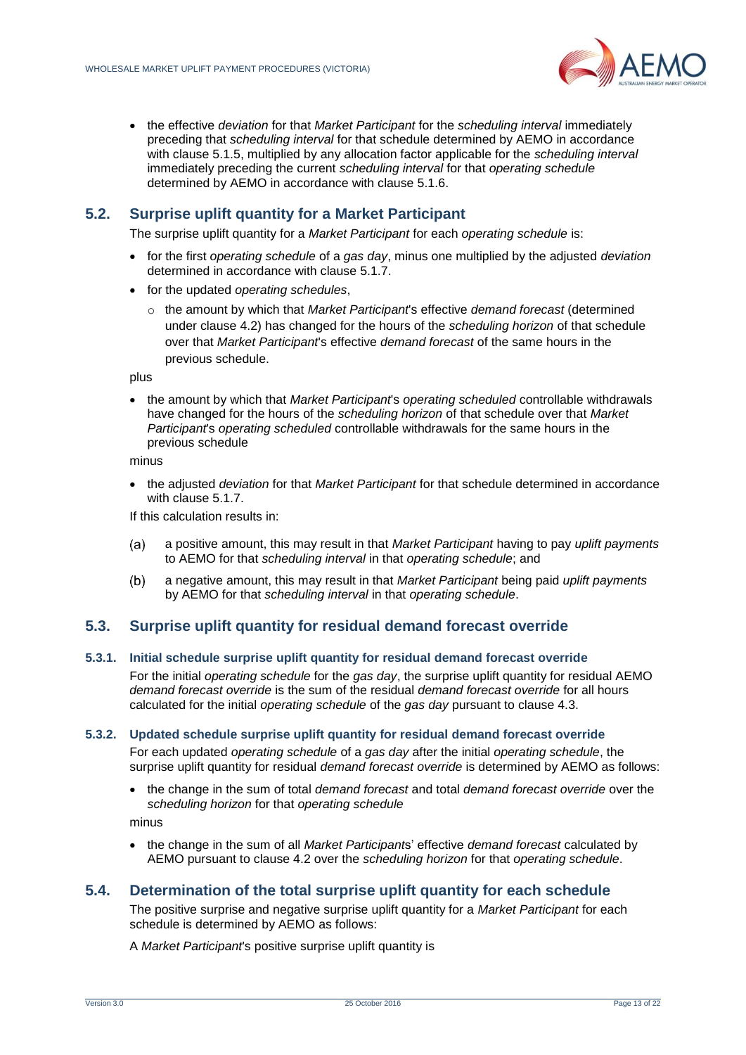- the effective *deviation* for that *Market Participant* for the *scheduling interval* immediately preceding that *scheduling interval* for that schedule determined by AEMO in accordance with clause 5.1.5, multiplied by any allocation factor applicable for the *scheduling interval* immediately preceding the current *scheduling interval* for that *operating schedule* determined by AEMO in accordance with clause 5.1.6.

## 5.2. Surprise uplift quantity for a Market Participant

The surprise uplift quantity for a *Market Participant* for each *operating schedule* is:

- for the first *operating schedule* of a *gas day*, minus one multiplied by the adjusted *deviation* determined in accordance with clause 5.1.7.
- for the updated *operating schedules*,
  - the amount by which that *Market Participant*'s effective *demand forecast* (determined under clause 4.2) has changed for the hours of the *scheduling horizon* of that schedule over that *Market Participant*'s effective *demand forecast* of the same hours in the previous schedule.

plus

- the amount by which that *Market Participant*'s *operating scheduled* controllable withdrawals have changed for the hours of the *scheduling horizon* of that schedule over that *Market Participant*'s *operating scheduled* controllable withdrawals for the same hours in the previous schedule

minus

- the adjusted *deviation* for that *Market Participant* for that schedule determined in accordance with clause 5.1.7.

If this calculation results in:

(a) a positive amount, this may result in that *Market Participant* having to pay *uplift payments* to AEMO for that *scheduling interval* in that *operating schedule*; and

(b) a negative amount, this may result in that *Market Participant* being paid *uplift payments* by AEMO for that *scheduling interval* in that *operating schedule*.

## 5.3. Surprise uplift quantity for residual demand forecast override

### 5.3.1. Initial schedule surprise uplift quantity for residual demand forecast override

For the initial *operating schedule* for the *gas day*, the surprise uplift quantity for residual AEMO *demand forecast override* is the sum of the residual *demand forecast override* for all hours calculated for the initial *operating schedule* of the *gas day* pursuant to clause 4.3.

### 5.3.2. Updated schedule surprise uplift quantity for residual demand forecast override

For each updated *operating schedule* of a *gas day* after the initial *operating schedule*, the surprise uplift quantity for residual *demand forecast override* is determined by AEMO as follows:

- the change in the sum of total *demand forecast* and total *demand forecast override* over the *scheduling horizon* for that *operating schedule*

minus

- the change in the sum of all *Market Participants*' effective *demand forecast* calculated by AEMO pursuant to clause 4.2 over the *scheduling horizon* for that *operating schedule*.

## 5.4. Determination of the total surprise uplift quantity for each schedule

The positive surprise and negative surprise uplift quantity for a *Market Participant* for each schedule is determined by AEMO as follows:

A *Market Participant*'s positive surprise uplift quantity is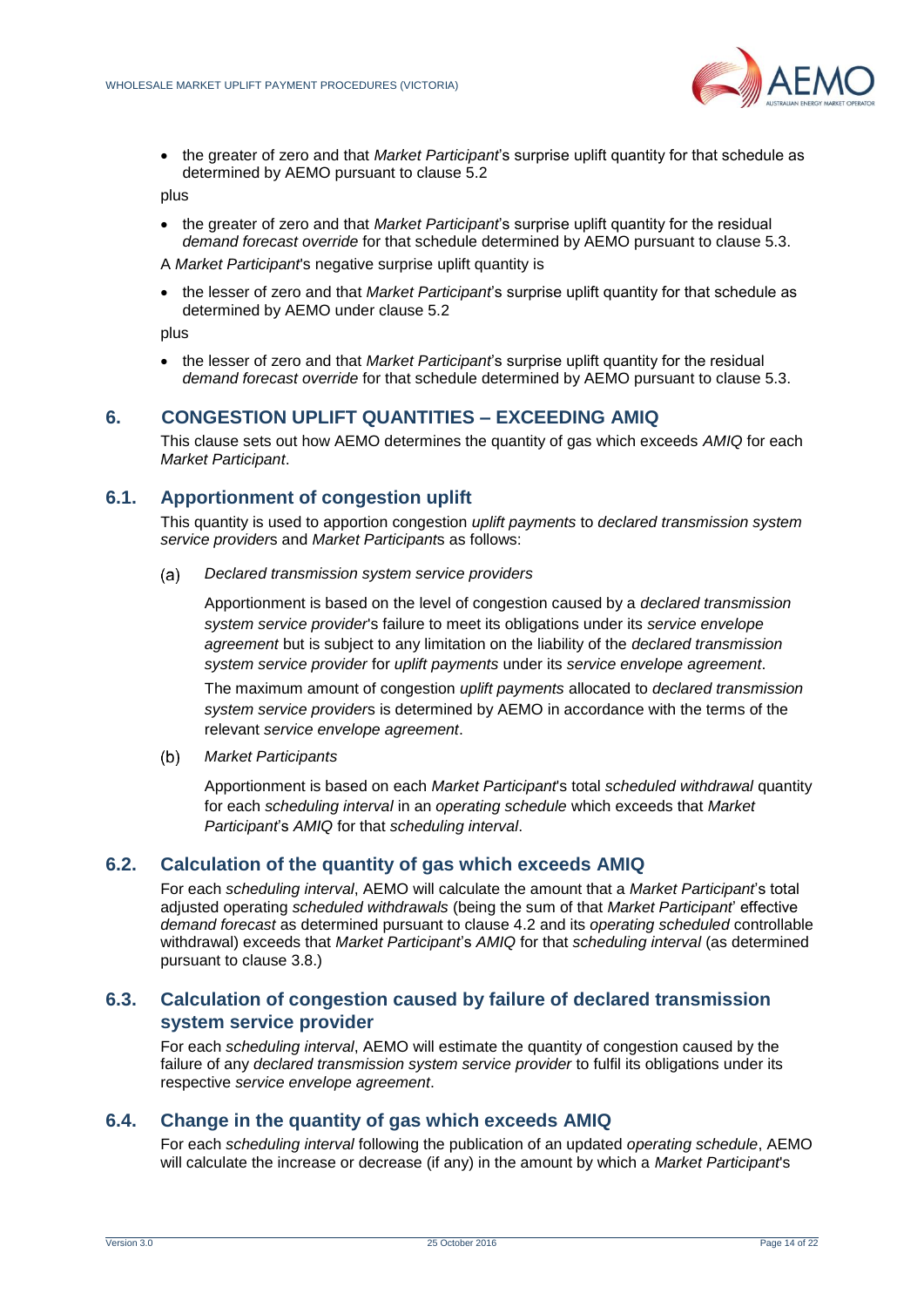- the greater of zero and that *Market Participant*'s surprise uplift quantity for that schedule as determined by AEMO pursuant to clause 5.2

plus

- the greater of zero and that *Market Participant*'s surprise uplift quantity for the residual *demand forecast override* for that schedule determined by AEMO pursuant to clause 5.3.

A *Market Participant*'s negative surprise uplift quantity is

- the lesser of zero and that *Market Participant*'s surprise uplift quantity for that schedule as determined by AEMO under clause 5.2

plus

- the lesser of zero and that *Market Participant*'s surprise uplift quantity for the residual *demand forecast override* for that schedule determined by AEMO pursuant to clause 5.3.

## 6. CONGESTION UPLIFT QUANTITIES – EXCEEDING AMIQ

This clause sets out how AEMO determines the quantity of gas which exceeds *AMIQ* for each *Market Participant*.

### 6.1. Apportionment of congestion uplift

This quantity is used to apportion congestion *uplift payments* to *declared transmission system service provider*s and *Market Participant*s as follows:

(a) *Declared transmission system service providers*

Apportionment is based on the level of congestion caused by a *declared transmission system service provider*'s failure to meet its obligations under its *service envelope agreement* but is subject to any limitation on the liability of the *declared transmission system service provider* for *uplift payments* under its *service envelope agreement*.

The maximum amount of congestion *uplift payments* allocated to *declared transmission system service provider*s is determined by AEMO in accordance with the terms of the relevant *service envelope agreement*.

(b) *Market Participants*

Apportionment is based on each *Market Participant*'s total *scheduled withdrawal* quantity for each *scheduling interval* in an *operating schedule* which exceeds that *Market Participant*'s *AMIQ* for that *scheduling interval*.

### 6.2. Calculation of the quantity of gas which exceeds AMIQ

For each *scheduling interval*, AEMO will calculate the amount that a *Market Participant*'s total adjusted operating *scheduled withdrawals* (being the sum of that *Market Participant*' effective *demand forecast* as determined pursuant to clause 4.2 and its *operating scheduled* controllable withdrawal) exceeds that *Market Participant*'s *AMIQ* for that *scheduling interval* (as determined pursuant to clause 3.8.)

### 6.3. Calculation of congestion caused by failure of declared transmission system service provider

For each *scheduling interval*, AEMO will estimate the quantity of congestion caused by the failure of any *declared transmission system service provider* to fulfil its obligations under its respective *service envelope agreement*.

### 6.4. Change in the quantity of gas which exceeds AMIQ

For each *scheduling interval* following the publication of an updated *operating schedule*, AEMO will calculate the increase or decrease (if any) in the amount by which a *Market Participant*'s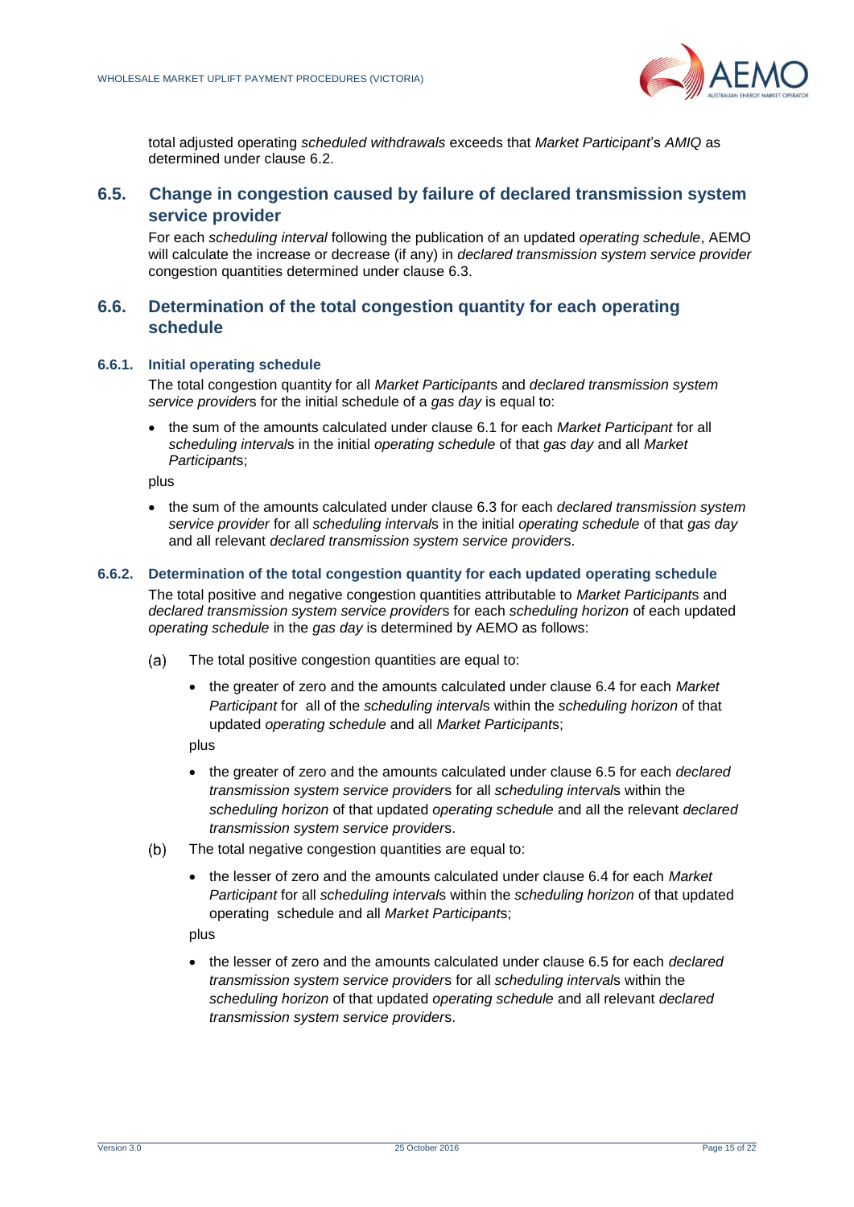total adjusted operating *scheduled withdrawals* exceeds that *Market Participant*'s *AMIQ* as determined under clause 6.2.

## 6.5. Change in congestion caused by failure of declared transmission system service provider

For each *scheduling interval* following the publication of an updated *operating schedule*, AEMO will calculate the increase or decrease (if any) in *declared transmission system service provider* congestion quantities determined under clause 6.3.

## 6.6. Determination of the total congestion quantity for each operating schedule

### 6.6.1. Initial operating schedule

The total congestion quantity for all *Market Participant*s and *declared transmission system service provider*s for the initial schedule of a *gas day* is equal to:

- the sum of the amounts calculated under clause 6.1 for each *Market Participant* for all *scheduling interval*s in the initial *operating schedule* of that *gas day* and all *Market Participant*s;

plus

- the sum of the amounts calculated under clause 6.3 for each *declared transmission system service provider* for all *scheduling interval*s in the initial *operating schedule* of that *gas day* and all relevant *declared transmission system service provider*s.

### 6.6.2. Determination of the total congestion quantity for each updated operating schedule

The total positive and negative congestion quantities attributable to *Market Participant*s and *declared transmission system service provider*s for each *scheduling horizon* of each updated *operating schedule* in the *gas day* is determined by AEMO as follows:

(a) The total positive congestion quantities are equal to:

- the greater of zero and the amounts calculated under clause 6.4 for each *Market Participant* for all of the *scheduling interval*s within the *scheduling horizon* of that updated *operating schedule* and all *Market Participants*;

plus

- the greater of zero and the amounts calculated under clause 6.5 for each *declared transmission system service provider*s for all *scheduling interval*s within the *scheduling horizon* of that updated *operating schedule* and all the relevant *declared transmission system service provider*s.

(b) The total negative congestion quantities are equal to:

- the lesser of zero and the amounts calculated under clause 6.4 for each *Market Participant* for all *scheduling interval*s within the *scheduling horizon* of that updated operating schedule and all *Market Participant*s;

plus

- the lesser of zero and the amounts calculated under clause 6.5 for each *declared transmission system service provider*s for all *scheduling interval*s within the *scheduling horizon* of that updated *operating schedule* and all relevant *declared transmission system service provider*s.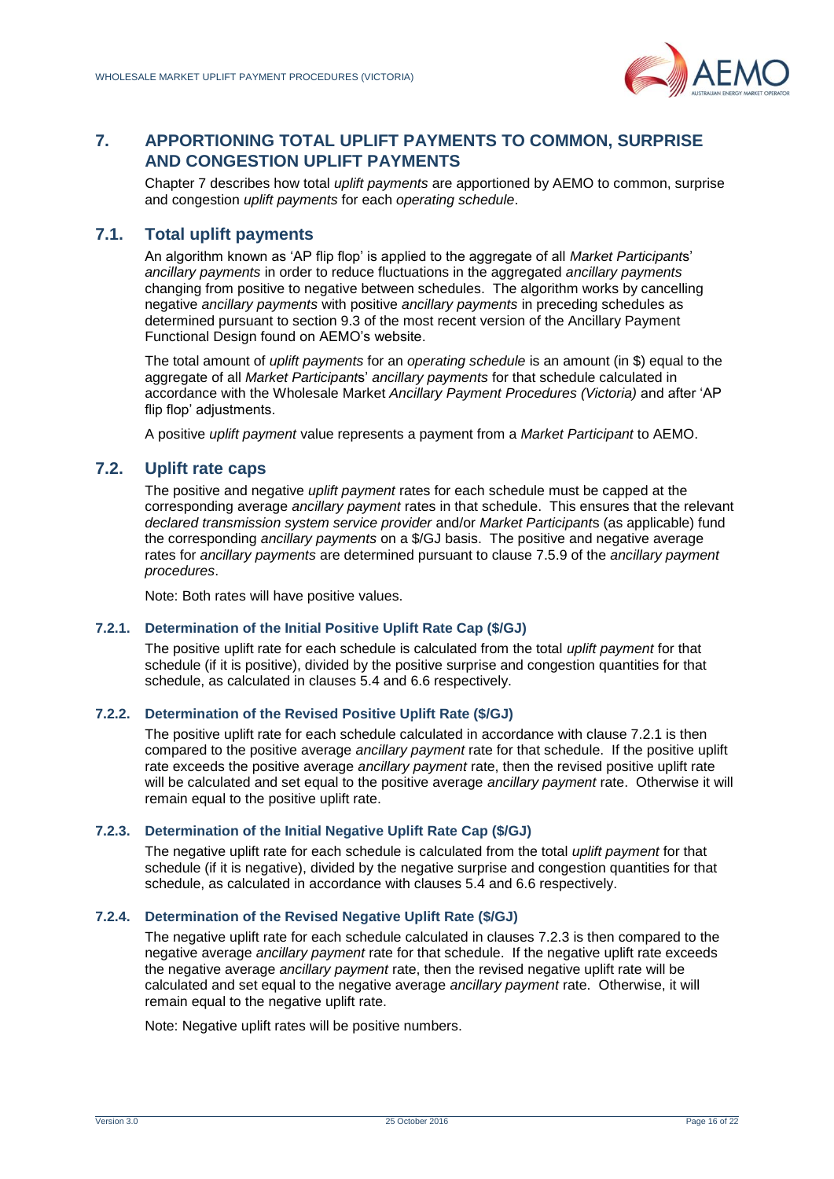# 7. APPORTIONING TOTAL UPLIFT PAYMENTS TO COMMON, SURPRISE AND CONGESTION UPLIFT PAYMENTS

Chapter 7 describes how total *uplift payments* are apportioned by AEMO to common, surprise and congestion *uplift payments* for each *operating schedule*.

## 7.1. Total uplift payments

An algorithm known as 'AP flip flop' is applied to the aggregate of all *Market Participants*' *ancillary payments* in order to reduce fluctuations in the aggregated *ancillary payments* changing from positive to negative between schedules. The algorithm works by cancelling negative *ancillary payments* with positive *ancillary payments* in preceding schedules as determined pursuant to section 9.3 of the most recent version of the Ancillary Payment Functional Design found on AEMO's website.

The total amount of *uplift payments* for an *operating schedule* is an amount (in $) equal to the aggregate of all *Market Participants*' *ancillary payments* for that schedule calculated in accordance with the Wholesale Market *Ancillary Payment Procedures (Victoria)* and after 'AP flip flop' adjustments.

A positive *uplift payment* value represents a payment from a *Market Participant* to AEMO.

## 7.2. Uplift rate caps

The positive and negative *uplift payment* rates for each schedule must be capped at the corresponding average *ancillary payment* rates in that schedule. This ensures that the relevant *declared transmission system service provider* and/or *Market Participants* (as applicable) fund the corresponding *ancillary payments* on a $/GJ basis. The positive and negative average rates for *ancillary payments* are determined pursuant to clause 7.5.9 of the *ancillary payment procedures*.

Note: Both rates will have positive values.

### 7.2.1. Determination of the Initial Positive Uplift Rate Cap ($/GJ)

The positive uplift rate for each schedule is calculated from the total *uplift payment* for that schedule (if it is positive), divided by the positive surprise and congestion quantities for that schedule, as calculated in clauses 5.4 and 6.6 respectively.

### 7.2.2. Determination of the Revised Positive Uplift Rate ($/GJ)

The positive uplift rate for each schedule calculated in accordance with clause 7.2.1 is then compared to the positive average *ancillary payment* rate for that schedule. If the positive uplift rate exceeds the positive average *ancillary payment* rate, then the revised positive uplift rate will be calculated and set equal to the positive average *ancillary payment* rate. Otherwise it will remain equal to the positive uplift rate.

### 7.2.3. Determination of the Initial Negative Uplift Rate Cap ($/GJ)

The negative uplift rate for each schedule is calculated from the total *uplift payment* for that schedule (if it is negative), divided by the negative surprise and congestion quantities for that schedule, as calculated in accordance with clauses 5.4 and 6.6 respectively.

### 7.2.4. Determination of the Revised Negative Uplift Rate ($/GJ)

The negative uplift rate for each schedule calculated in clauses 7.2.3 is then compared to the negative average *ancillary payment* rate for that schedule. If the negative uplift rate exceeds the negative average *ancillary payment* rate, then the revised negative uplift rate will be calculated and set equal to the negative average *ancillary payment* rate. Otherwise, it will remain equal to the negative uplift rate.

Note: Negative uplift rates will be positive numbers.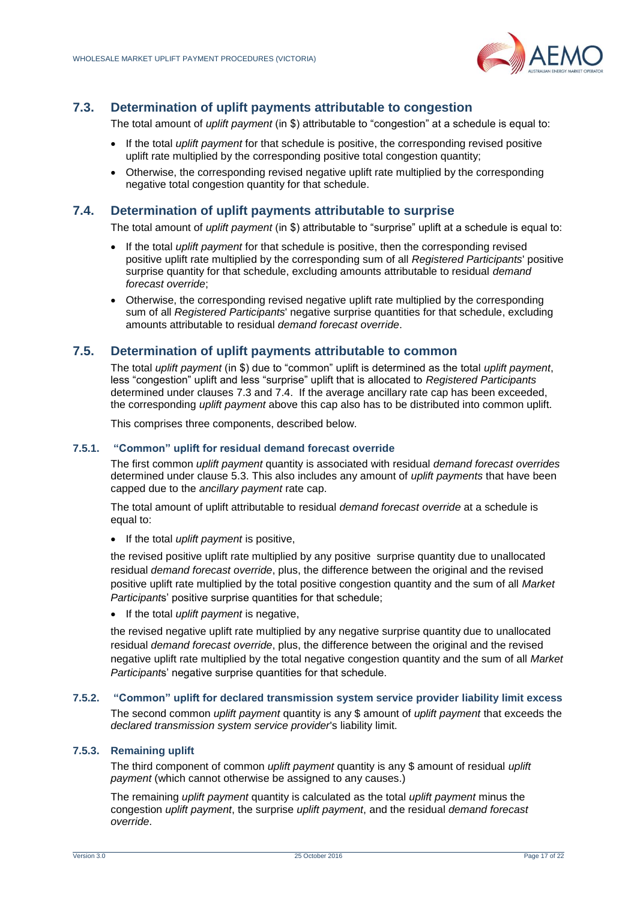## 7.3. Determination of uplift payments attributable to congestion

The total amount of *uplift payment* (in $) attributable to "congestion" at a schedule is equal to:

- If the total *uplift payment* for that schedule is positive, the corresponding revised positive uplift rate multiplied by the corresponding positive total congestion quantity;
- Otherwise, the corresponding revised negative uplift rate multiplied by the corresponding negative total congestion quantity for that schedule.

## 7.4. Determination of uplift payments attributable to surprise

The total amount of *uplift payment* (in $) attributable to "surprise" uplift at a schedule is equal to:

- If the total *uplift payment* for that schedule is positive, then the corresponding revised positive uplift rate multiplied by the corresponding sum of all *Registered Participants*' positive surprise quantity for that schedule, excluding amounts attributable to residual *demand forecast override*;
- Otherwise, the corresponding revised negative uplift rate multiplied by the corresponding sum of all *Registered Participants*' negative surprise quantities for that schedule, excluding amounts attributable to residual *demand forecast override*.

## 7.5. Determination of uplift payments attributable to common

The total *uplift payment* (in $) due to "common" uplift is determined as the total *uplift payment*, less "congestion" uplift and less "surprise" uplift that is allocated to *Registered Participants* determined under clauses 7.3 and 7.4. If the average ancillary rate cap has been exceeded, the corresponding *uplift payment* above this cap also has to be distributed into common uplift.

This comprises three components, described below.

### 7.5.1. "Common" uplift for residual demand forecast override

The first common *uplift payment* quantity is associated with residual *demand forecast overrides* determined under clause 5.3. This also includes any amount of *uplift payments* that have been capped due to the *ancillary payment* rate cap.

The total amount of uplift attributable to residual *demand forecast override* at a schedule is equal to:

- If the total *uplift payment* is positive,

the revised positive uplift rate multiplied by any positive surprise quantity due to unallocated residual *demand forecast override*, plus, the difference between the original and the revised positive uplift rate multiplied by the total positive congestion quantity and the sum of all *Market Participants*' positive surprise quantities for that schedule;

- If the total *uplift payment* is negative,

the revised negative uplift rate multiplied by any negative surprise quantity due to unallocated residual *demand forecast override*, plus, the difference between the original and the revised negative uplift rate multiplied by the total negative congestion quantity and the sum of all *Market Participants*' negative surprise quantities for that schedule.

### 7.5.2. "Common" uplift for declared transmission system service provider liability limit excess

The second common *uplift payment* quantity is any $ amount of *uplift payment* that exceeds the *declared transmission system service provider*'s liability limit.

### 7.5.3. Remaining uplift

The third component of common *uplift payment* quantity is any $ amount of residual *uplift payment* (which cannot otherwise be assigned to any causes.)

The remaining *uplift payment* quantity is calculated as the total *uplift payment* minus the congestion *uplift payment*, the surprise *uplift payment*, and the residual *demand forecast override*.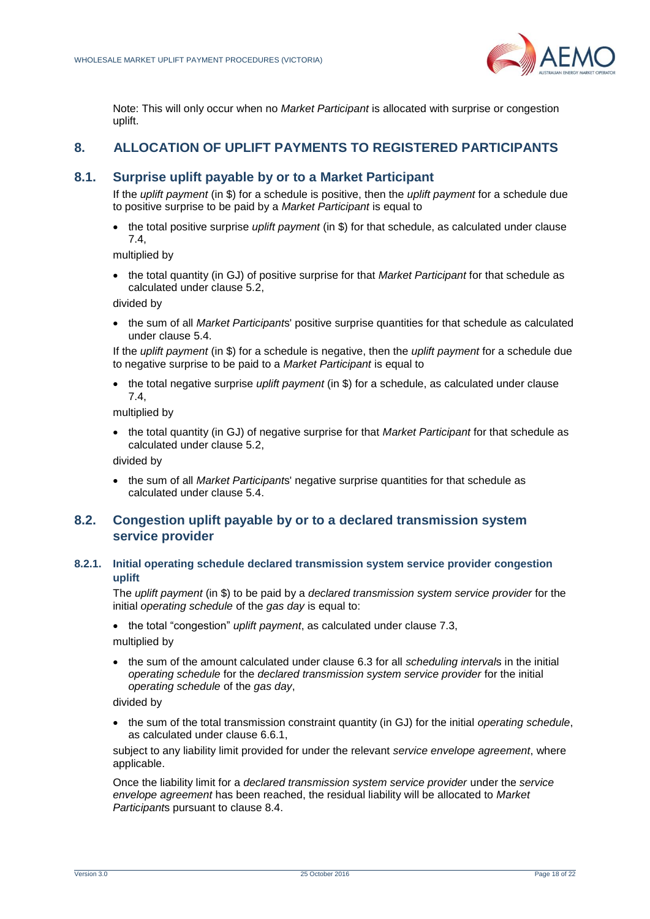Note: This will only occur when no *Market Participant* is allocated with surprise or congestion uplift.

## 8. ALLOCATION OF UPLIFT PAYMENTS TO REGISTERED PARTICIPANTS

### 8.1. Surprise uplift payable by or to a Market Participant

If the *uplift payment* (in $) for a schedule is positive, then the *uplift payment* for a schedule due to positive surprise to be paid by a *Market Participant* is equal to

- the total positive surprise *uplift payment* (in $) for that schedule, as calculated under clause 7.4,

multiplied by

- the total quantity (in GJ) of positive surprise for that *Market Participant* for that schedule as calculated under clause 5.2,

divided by

- the sum of all *Market Participants*' positive surprise quantities for that schedule as calculated under clause 5.4.

If the *uplift payment* (in $) for a schedule is negative, then the *uplift payment* for a schedule due to negative surprise to be paid to a *Market Participant* is equal to

- the total negative surprise *uplift payment* (in $) for a schedule, as calculated under clause 7.4,

multiplied by

- the total quantity (in GJ) of negative surprise for that *Market Participant* for that schedule as calculated under clause 5.2,

divided by

- the sum of all *Market Participants*' negative surprise quantities for that schedule as calculated under clause 5.4.

### 8.2. Congestion uplift payable by or to a declared transmission system service provider

#### 8.2.1. Initial operating schedule declared transmission system service provider congestion uplift

The *uplift payment* (in $) to be paid by a *declared transmission system service provider* for the initial *operating schedule* of the *gas day* is equal to:

- the total "congestion" *uplift payment*, as calculated under clause 7.3,

multiplied by

- the sum of the amount calculated under clause 6.3 for all *scheduling intervals* in the initial *operating schedule* for the *declared transmission system service provider* for the initial *operating schedule* of the *gas day*,

divided by

- the sum of the total transmission constraint quantity (in GJ) for the initial *operating schedule*, as calculated under clause 6.6.1,

subject to any liability limit provided for under the relevant *service envelope agreement*, where applicable.

Once the liability limit for a *declared transmission system service provider* under the *service envelope agreement* has been reached, the residual liability will be allocated to *Market Participants* pursuant to clause 8.4.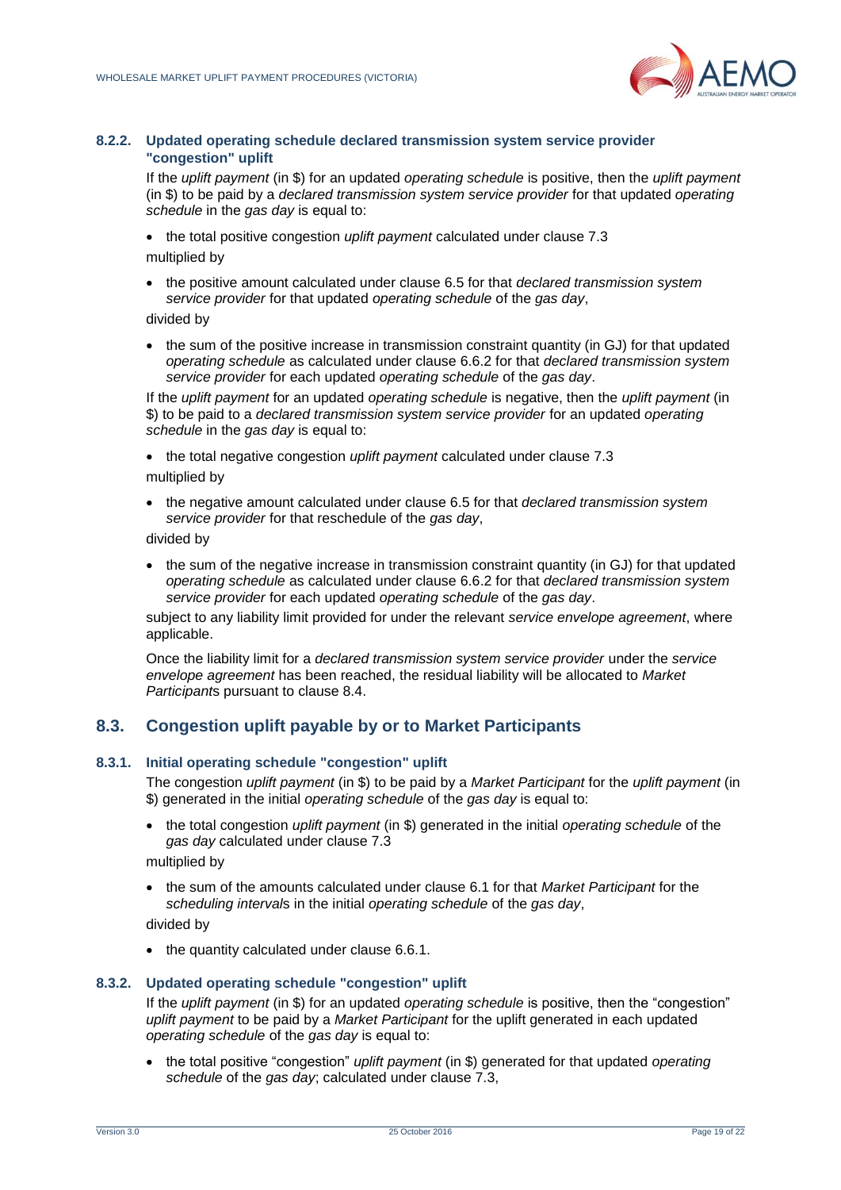#### 8.2.2. Updated operating schedule declared transmission system service provider "congestion" uplift

If the *uplift payment* (in $) for an updated *operating schedule* is positive, then the *uplift payment* (in $) to be paid by a *declared transmission system service provider* for that updated *operating schedule* in the *gas day* is equal to:

- the total positive congestion *uplift payment* calculated under clause 7.3

multiplied by

- the positive amount calculated under clause 6.5 for that *declared transmission system service provider* for that updated *operating schedule* of the *gas day*,

divided by

- the sum of the positive increase in transmission constraint quantity (in GJ) for that updated *operating schedule* as calculated under clause 6.6.2 for that *declared transmission system service provider* for each updated *operating schedule* of the *gas day*.

If the *uplift payment* for an updated *operating schedule* is negative, then the *uplift payment* (in $) to be paid to a *declared transmission system service provider* for an updated *operating schedule* in the *gas day* is equal to:

- the total negative congestion *uplift payment* calculated under clause 7.3

multiplied by

- the negative amount calculated under clause 6.5 for that *declared transmission system service provider* for that reschedule of the *gas day*,

divided by

- the sum of the negative increase in transmission constraint quantity (in GJ) for that updated *operating schedule* as calculated under clause 6.6.2 for that *declared transmission system service provider* for each updated *operating schedule* of the *gas day*.

subject to any liability limit provided for under the relevant *service envelope agreement*, where applicable.

Once the liability limit for a *declared transmission system service provider* under the *service envelope agreement* has been reached, the residual liability will be allocated to *Market Participant*s pursuant to clause 8.4.

### 8.3. Congestion uplift payable by or to Market Participants

#### 8.3.1. Initial operating schedule "congestion" uplift

The congestion *uplift payment* (in $) to be paid by a *Market Participant* for the *uplift payment* (in $) generated in the initial *operating schedule* of the *gas day* is equal to:

- the total congestion *uplift payment* (in $) generated in the initial *operating schedule* of the *gas day* calculated under clause 7.3

multiplied by

- the sum of the amounts calculated under clause 6.1 for that *Market Participant* for the *scheduling interval*s in the initial *operating schedule* of the *gas day*,

divided by

- the quantity calculated under clause 6.6.1.

#### 8.3.2. Updated operating schedule "congestion" uplift

If the *uplift payment* (in $) for an updated *operating schedule* is positive, then the “congestion” *uplift payment* to be paid by a *Market Participant* for the uplift generated in each updated *operating schedule* of the *gas day* is equal to:

- the total positive “congestion” *uplift payment* (in $) generated for that updated *operating schedule* of the *gas day*; calculated under clause 7.3,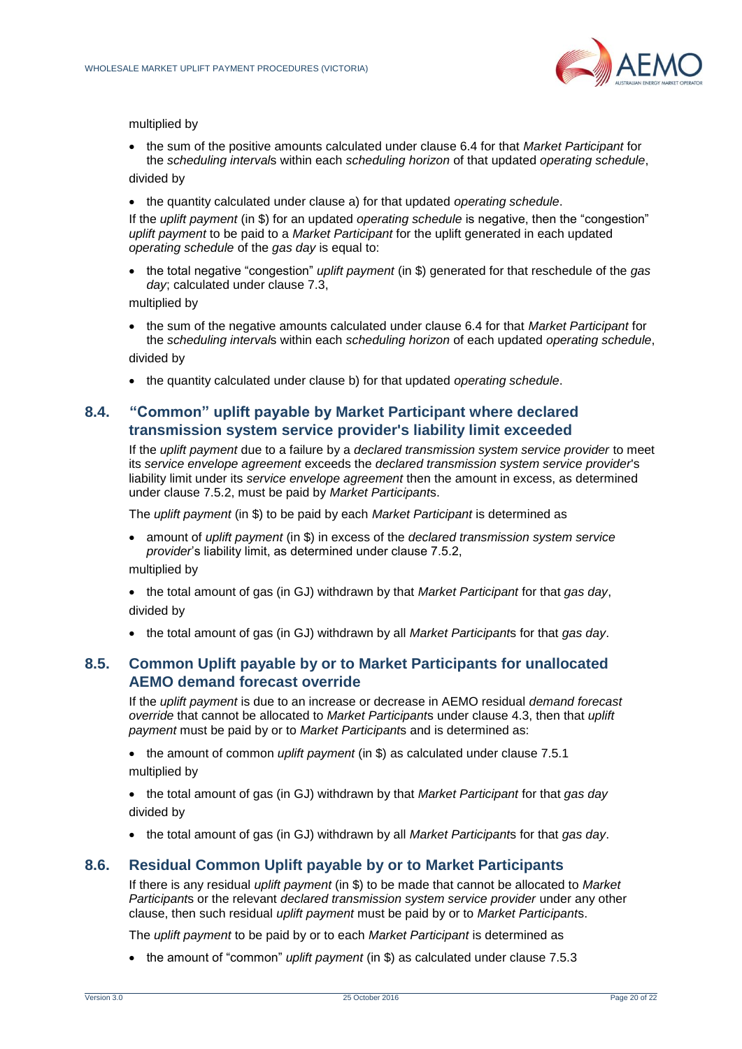multiplied by

- the sum of the positive amounts calculated under clause 6.4 for that *Market Participant* for the *scheduling interval*s within each *scheduling horizon* of that updated *operating schedule*,

divided by

- the quantity calculated under clause a) for that updated *operating schedule*.

If the *uplift payment* (in $) for an updated *operating schedule* is negative, then the "congestion" *uplift payment* to be paid to a *Market Participant* for the uplift generated in each updated *operating schedule* of the *gas day* is equal to:

- the total negative "congestion" *uplift payment* (in $) generated for that reschedule of the *gas day*; calculated under clause 7.3,

multiplied by

- the sum of the negative amounts calculated under clause 6.4 for that *Market Participant* for the *scheduling interval*s within each *scheduling horizon* of each updated *operating schedule*,

divided by

- the quantity calculated under clause b) for that updated *operating schedule*.

## 8.4. "Common" uplift payable by Market Participant where declared transmission system service provider's liability limit exceeded

If the *uplift payment* due to a failure by a *declared transmission system service provider* to meet its *service envelope agreement* exceeds the *declared transmission system service provider*'s liability limit under its *service envelope agreement* then the amount in excess, as determined under clause 7.5.2, must be paid by *Market Participant*s.

The *uplift payment* (in $) to be paid by each *Market Participant* is determined as

- amount of *uplift payment* (in $) in excess of the *declared transmission system service provider*'s liability limit, as determined under clause 7.5.2,

multiplied by

- the total amount of gas (in GJ) withdrawn by that *Market Participant* for that *gas day*,

divided by

- the total amount of gas (in GJ) withdrawn by all *Market Participant*s for that *gas day*.

## 8.5. Common Uplift payable by or to Market Participants for unallocated AEMO demand forecast override

If the *uplift payment* is due to an increase or decrease in AEMO residual *demand forecast override* that cannot be allocated to *Market Participant*s under clause 4.3, then that *uplift payment* must be paid by or to *Market Participant*s and is determined as:

- the amount of common *uplift payment* (in $) as calculated under clause 7.5.1

multiplied by

- the total amount of gas (in GJ) withdrawn by that *Market Participant* for that *gas day*

divided by

- the total amount of gas (in GJ) withdrawn by all *Market Participant*s for that *gas day*.

## 8.6. Residual Common Uplift payable by or to Market Participants

If there is any residual *uplift payment* (in $) to be made that cannot be allocated to *Market Participant*s or the relevant *declared transmission system service provider* under any other clause, then such residual *uplift payment* must be paid by or to *Market Participant*s.

The *uplift payment* to be paid by or to each *Market Participant* is determined as

- the amount of "common" *uplift payment* (in $) as calculated under clause 7.5.3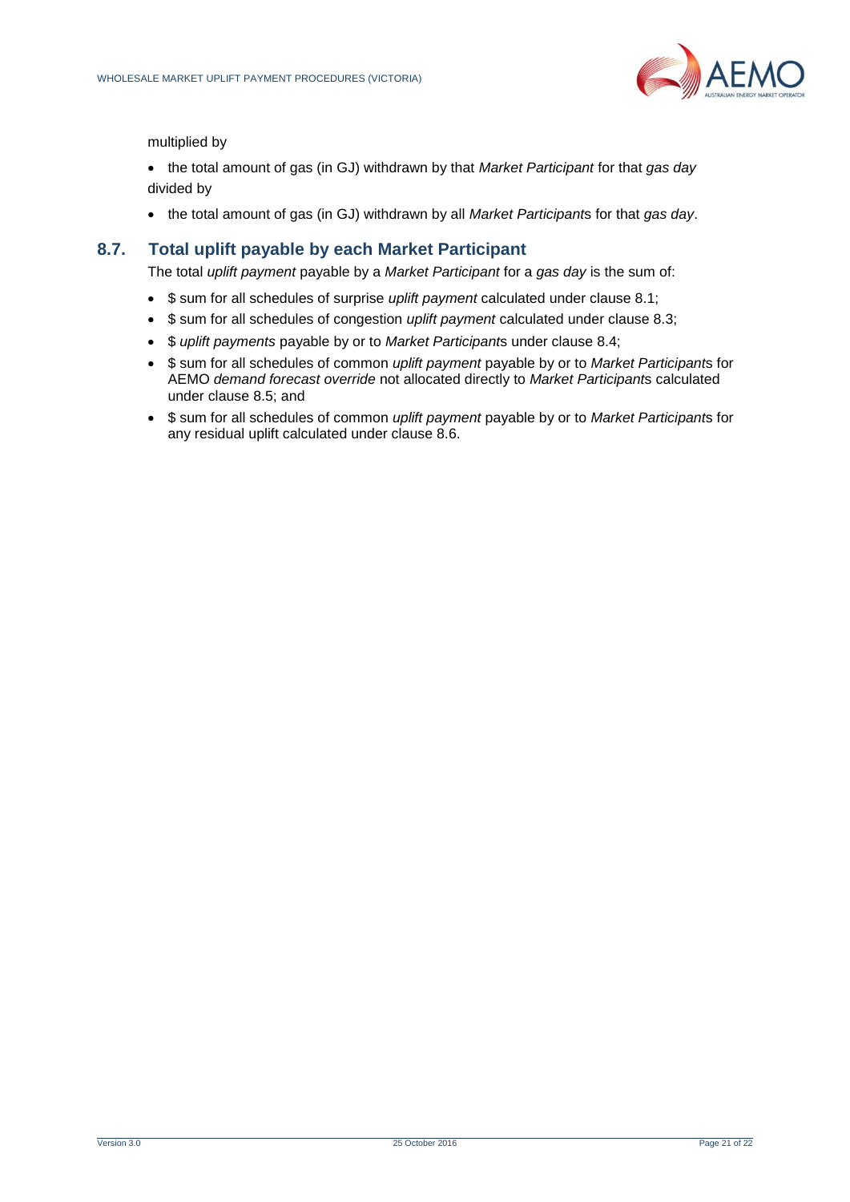multiplied by

- the total amount of gas (in GJ) withdrawn by that *Market Participant* for that *gas day*

divided by

- the total amount of gas (in GJ) withdrawn by all *Market Participant*s for that *gas day*.

## 8.7. Total uplift payable by each Market Participant

The total *uplift payment* payable by a *Market Participant* for a *gas day* is the sum of:

- $ sum for all schedules of surprise *uplift payment* calculated under clause 8.1;
- $ sum for all schedules of congestion *uplift payment* calculated under clause 8.3;
- $ *uplift payments* payable by or to *Market Participant*s under clause 8.4;
- $ sum for all schedules of common *uplift payment* payable by or to *Market Participant*s for AEMO *demand forecast override* not allocated directly to *Market Participant*s calculated under clause 8.5; and
- $ sum for all schedules of common *uplift payment* payable by or to *Market Participant*s for any residual uplift calculated under clause 8.6.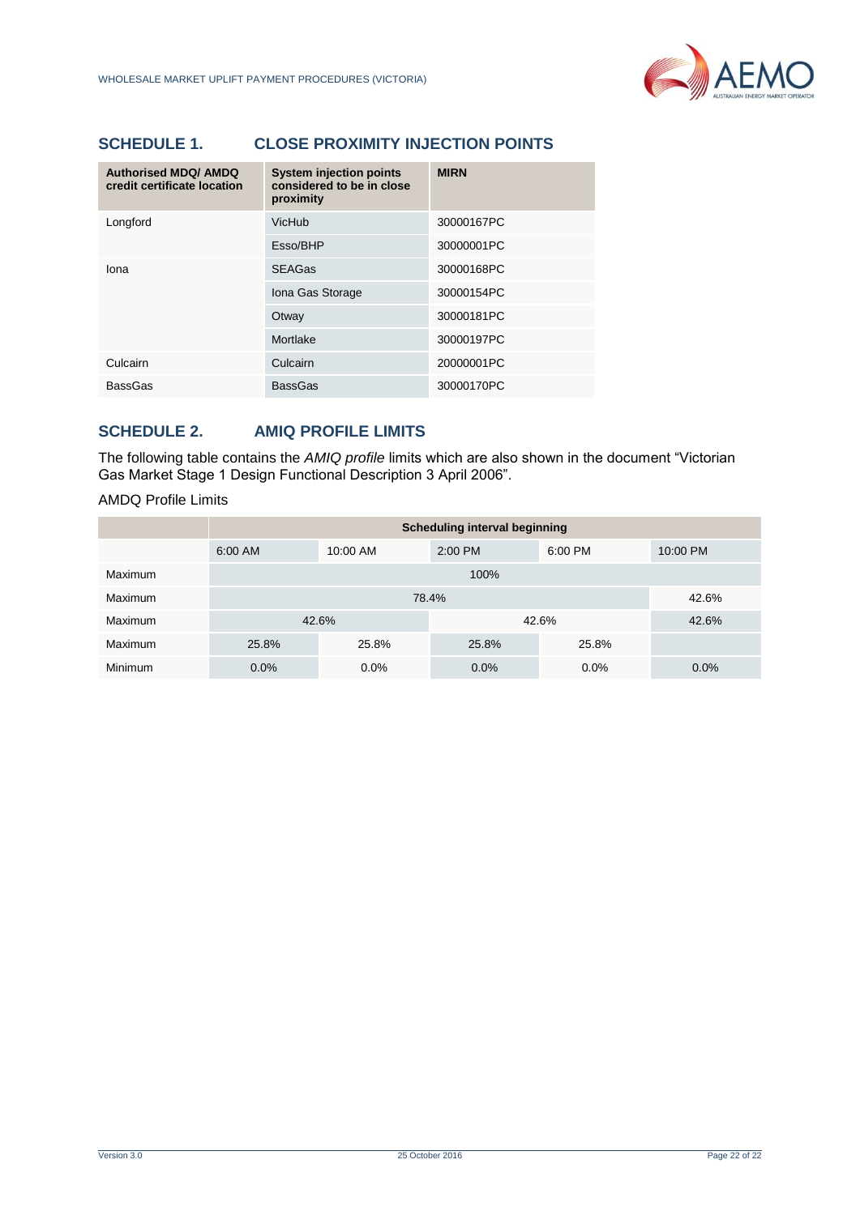## SCHEDULE 1. CLOSE PROXIMITY INJECTION POINTS

| Authorised MDQ/ AMDQ credit certificate location | System injection points considered to be in close proximity | MIRN |
|---|---|---|
| Longford | VicHub | 30000167PC |
| | Esso/BHP | 30000001PC |
| Iona | SEAGas | 30000168PC |
| | Iona Gas Storage | 30000154PC |
| | Otway | 30000181PC |
| | Mortlake | 30000197PC |
| Culcairn | Culcairn | 20000001PC |
| BassGas | BassGas | 30000170PC |

## SCHEDULE 2. AMIQ PROFILE LIMITS

The following table contains the *AMIQ profile* limits which are also shown in the document "Victorian Gas Market Stage 1 Design Functional Description 3 April 2006".

AMDQ Profile Limits

| | Scheduling interval beginning | | | | |
|---|---|---|---|---|---|
| | 6:00 AM | 10:00 AM | 2:00 PM | 6:00 PM | 10:00 PM |
| Maximum | 100% | | | | |
| Maximum | 78.4% | | | | 42.6% |
| Maximum | 42.6% | | 42.6% | | 42.6% |
| Maximum | 25.8% | 25.8% | 25.8% | 25.8% | |
| Minimum | 0.0% | 0.0% | 0.0% | 0.0% | 0.0% |